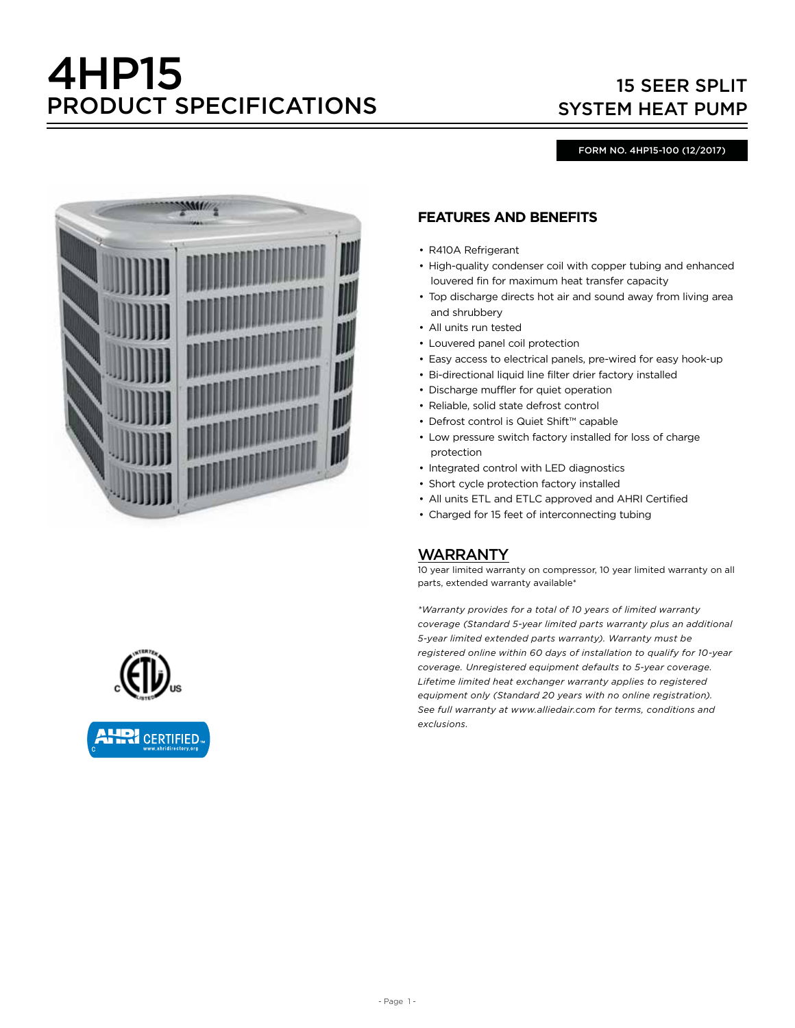# 4HP15
## PRODUCT SPECIFICATIONS

## 15 SEER SPLIT SYSTEM HEAT PUMP

FORM NO. 4HP15-100 (12/2017)

### FEATURES AND BENEFITS

- R410A Refrigerant
- High-quality condenser coil with copper tubing and enhanced louvered fin for maximum heat transfer capacity
- Top discharge directs hot air and sound away from living area and shrubbery
- All units run tested
- Louvered panel coil protection
- Easy access to electrical panels, pre-wired for easy hook-up
- Bi-directional liquid line filter drier factory installed
- Discharge muffler for quiet operation
- Reliable, solid state defrost control
- Defrost control is Quiet Shift™ capable
- Low pressure switch factory installed for loss of charge protection
- Integrated control with LED diagnostics
- Short cycle protection factory installed
- All units ETL and ETLC approved and AHRI Certified
- Charged for 15 feet of interconnecting tubing

### WARRANTY

10 year limited warranty on compressor, 10 year limited warranty on all parts, extended warranty available*

*\*Warranty provides for a total of 10 years of limited warranty coverage (Standard 5-year limited parts warranty plus an additional 5-year limited extended parts warranty). Warranty must be registered online within 60 days of installation to qualify for 10-year coverage. Unregistered equipment defaults to 5-year coverage. Lifetime limited heat exchanger warranty applies to registered equipment only (Standard 20 years with no online registration). See full warranty at www.alliedair.com for terms, conditions and exclusions.*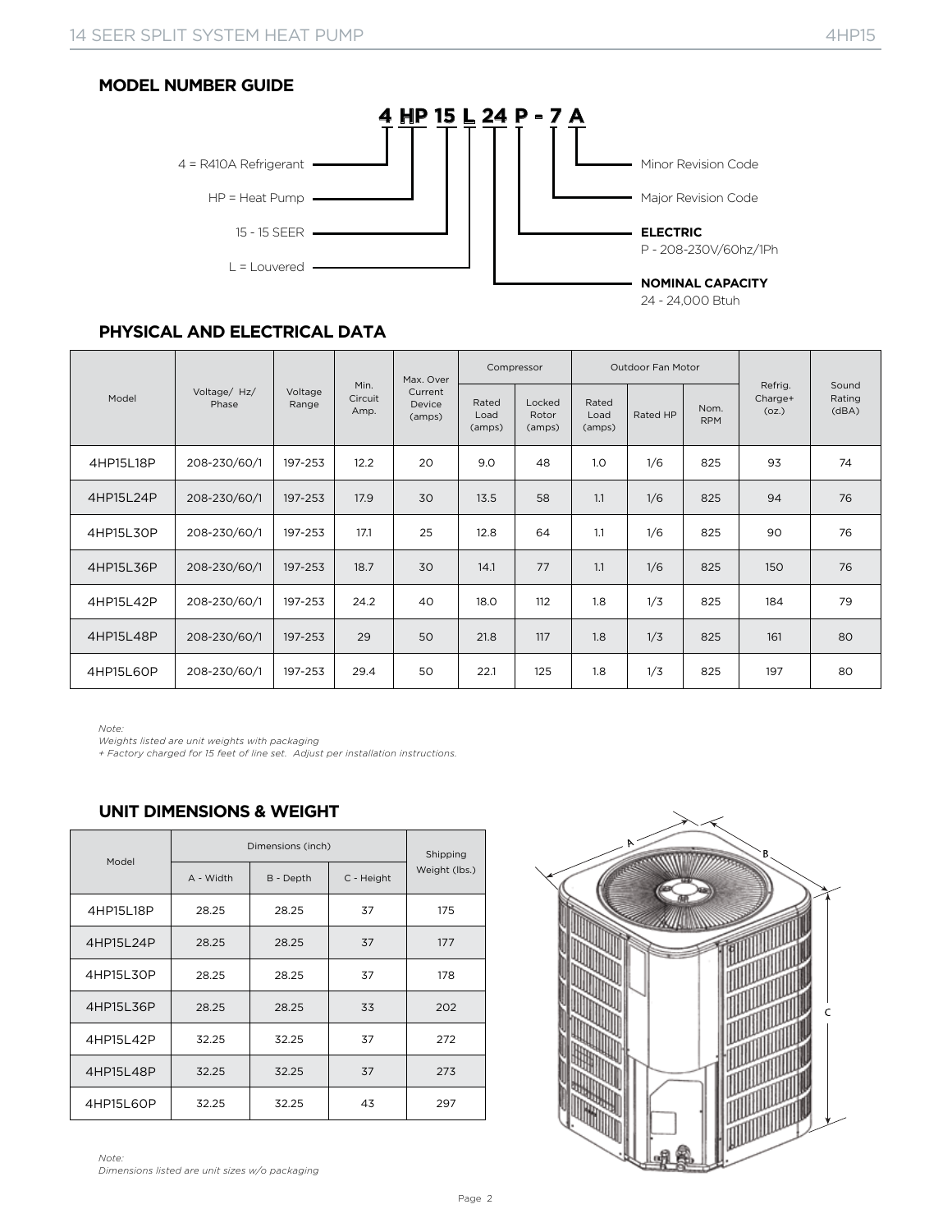## MODEL NUMBER GUIDE

**4 HP 15 L 24 P - 7 A**

- 4 = R410A Refrigerant
- HP = Heat Pump
- 15 - 15 SEER
- L = Louvered
- **NOMINAL CAPACITY** 24 - 24,000 Btuh
- **ELECTRIC** P - 208-230V/60hz/1Ph
- Major Revision Code
- Minor Revision Code

## PHYSICAL AND ELECTRICAL DATA

| Model | Voltage/ Hz/ Phase | Voltage Range | Min. Circuit Amp. | Max. Over Current Device (amps) | Compressor | | Outdoor Fan Motor | | | Refrig. Charge+ (oz.) | Sound Rating (dBA) |
|---|---|---|---|---|---|---|---|---|---|---|---|
| | | | | | Rated Load (amps) | Locked Rotor (amps) | Rated Load (amps) | Rated HP | Nom. RPM | | |
| 4HP15L18P | 208-230/60/1 | 197-253 | 12.2 | 20 | 9.0 | 48 | 1.0 | 1/6 | 825 | 93 | 74 |
| 4HP15L24P | 208-230/60/1 | 197-253 | 17.9 | 30 | 13.5 | 58 | 1.1 | 1/6 | 825 | 94 | 76 |
| 4HP15L30P | 208-230/60/1 | 197-253 | 17.1 | 25 | 12.8 | 64 | 1.1 | 1/6 | 825 | 90 | 76 |
| 4HP15L36P | 208-230/60/1 | 197-253 | 18.7 | 30 | 14.1 | 77 | 1.1 | 1/6 | 825 | 150 | 76 |
| 4HP15L42P | 208-230/60/1 | 197-253 | 24.2 | 40 | 18.0 | 112 | 1.8 | 1/3 | 825 | 184 | 79 |
| 4HP15L48P | 208-230/60/1 | 197-253 | 29 | 50 | 21.8 | 117 | 1.8 | 1/3 | 825 | 161 | 80 |
| 4HP15L60P | 208-230/60/1 | 197-253 | 29.4 | 50 | 22.1 | 125 | 1.8 | 1/3 | 825 | 197 | 80 |

*Note:*
*Weights listed are unit weights with packaging*
*+ Factory charged for 15 feet of line set. Adjust per installation instructions.*

## UNIT DIMENSIONS & WEIGHT

| Model | Dimensions (inch) | | | Shipping Weight (lbs.) |
|---|---|---|---|---|
| | A - Width | B - Depth | C - Height | |
| 4HP15L18P | 28.25 | 28.25 | 37 | 175 |
| 4HP15L24P | 28.25 | 28.25 | 37 | 177 |
| 4HP15L30P | 28.25 | 28.25 | 37 | 178 |
| 4HP15L36P | 28.25 | 28.25 | 33 | 202 |
| 4HP15L42P | 32.25 | 32.25 | 37 | 272 |
| 4HP15L48P | 32.25 | 32.25 | 37 | 273 |
| 4HP15L60P | 32.25 | 32.25 | 43 | 297 |

*Note:*
*Dimensions listed are unit sizes w/o packaging*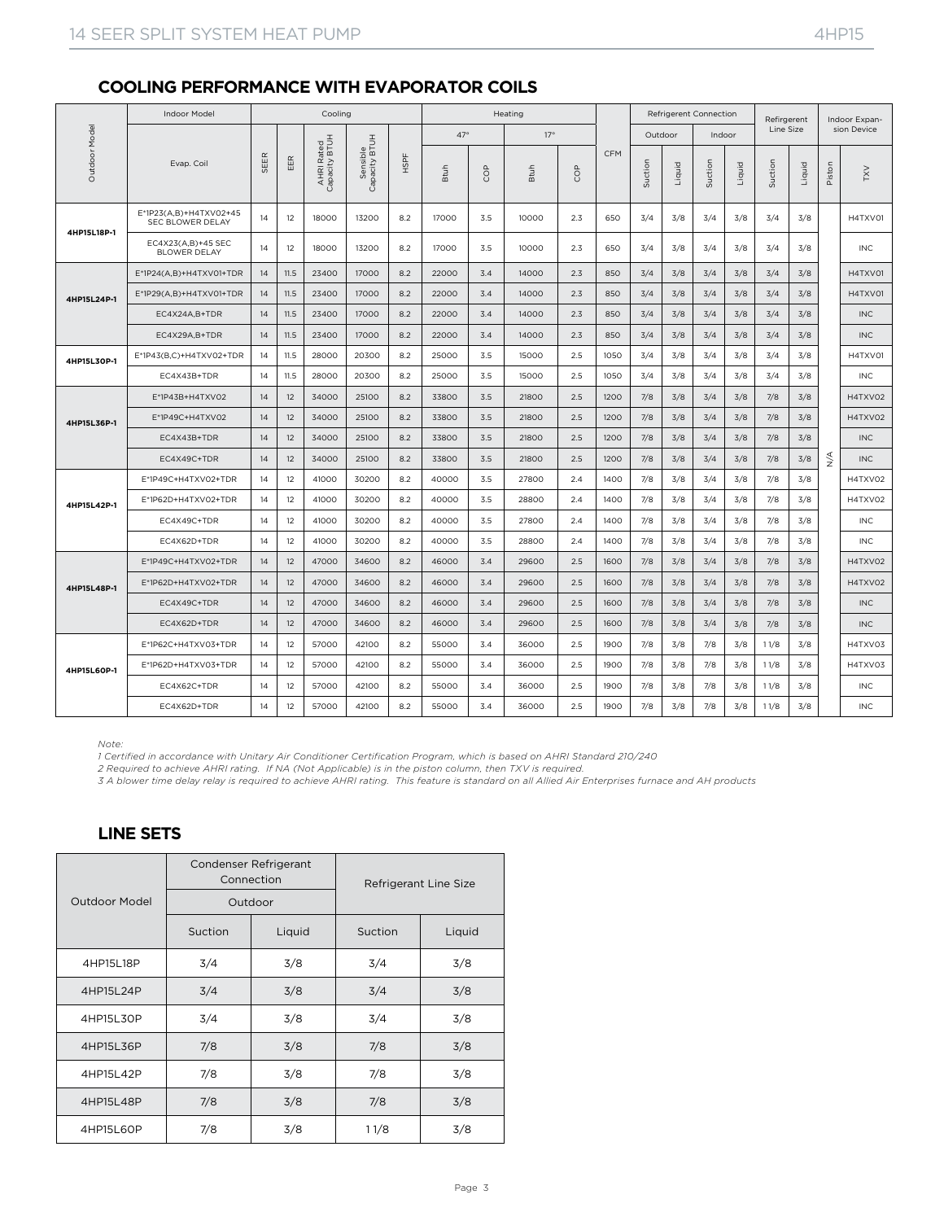## COOLING PERFORMANCE WITH EVAPORATOR COILS

| Outdoor Model | Indoor Model | Cooling | | | | | Heating | | | | CFM | Refrigerent Connection | | | | Refrigerent Line Size | | Indoor Expansion Device | |
|---|---|---|---|---|---|---|---|---|---|---|---|---|---|---|---|---|---|---|---|
| | | | | | | | 47° | | 17° | | | Outdoor | | Indoor | | | | | |
| | Evap. Coil | SEER | EER | AHRI Rated Capacity BTUH | Sensible Capacity BTUH | HSPF | Btuh | COP | Btuh | COP | | Suction | Liquid | Suction | Liquid | Suction | Liquid | Piston | TXV |
| 4HP15L18P-1 | E*1P23(A,B)+H4TXV02+45 SEC BLOWER DELAY | 14 | 12 | 18000 | 13200 | 8.2 | 17000 | 3.5 | 10000 | 2.3 | 650 | 3/4 | 3/8 | 3/4 | 3/8 | 3/4 | 3/8 | N/A | H4TXV01 |
| | EC4X23(A,B)+45 SEC BLOWER DELAY | 14 | 12 | 18000 | 13200 | 8.2 | 17000 | 3.5 | 10000 | 2.3 | 650 | 3/4 | 3/8 | 3/4 | 3/8 | 3/4 | 3/8 | | INC |
| 4HP15L24P-1 | E*1P24(A,B)+H4TXV01+TDR | 14 | 11.5 | 23400 | 17000 | 8.2 | 22000 | 3.4 | 14000 | 2.3 | 850 | 3/4 | 3/8 | 3/4 | 3/8 | 3/4 | 3/8 | | H4TXV01 |
| | E*1P29(A,B)+H4TXV01+TDR | 14 | 11.5 | 23400 | 17000 | 8.2 | 22000 | 3.4 | 14000 | 2.3 | 850 | 3/4 | 3/8 | 3/4 | 3/8 | 3/4 | 3/8 | | H4TXV01 |
| | EC4X24A,B+TDR | 14 | 11.5 | 23400 | 17000 | 8.2 | 22000 | 3.4 | 14000 | 2.3 | 850 | 3/4 | 3/8 | 3/4 | 3/8 | 3/4 | 3/8 | | INC |
| | EC4X29A,B+TDR | 14 | 11.5 | 23400 | 17000 | 8.2 | 22000 | 3.4 | 14000 | 2.3 | 850 | 3/4 | 3/8 | 3/4 | 3/8 | 3/4 | 3/8 | | INC |
| 4HP15L30P-1 | E*1P43(B,C)+H4TXV02+TDR | 14 | 11.5 | 28000 | 20300 | 8.2 | 25000 | 3.5 | 15000 | 2.5 | 1050 | 3/4 | 3/8 | 3/4 | 3/8 | 3/4 | 3/8 | | H4TXV01 |
| | EC4X43B+TDR | 14 | 11.5 | 28000 | 20300 | 8.2 | 25000 | 3.5 | 15000 | 2.5 | 1050 | 3/4 | 3/8 | 3/4 | 3/8 | 3/4 | 3/8 | | INC |
| 4HP15L36P-1 | E*1P43B+H4TXV02 | 14 | 12 | 34000 | 25100 | 8.2 | 33800 | 3.5 | 21800 | 2.5 | 1200 | 7/8 | 3/8 | 3/4 | 3/8 | 7/8 | 3/8 | | H4TXV02 |
| | E*1P49C+H4TXV02 | 14 | 12 | 34000 | 25100 | 8.2 | 33800 | 3.5 | 21800 | 2.5 | 1200 | 7/8 | 3/8 | 3/4 | 3/8 | 7/8 | 3/8 | | H4TXV02 |
| | EC4X43B+TDR | 14 | 12 | 34000 | 25100 | 8.2 | 33800 | 3.5 | 21800 | 2.5 | 1200 | 7/8 | 3/8 | 3/4 | 3/8 | 7/8 | 3/8 | | INC |
| | EC4X49C+TDR | 14 | 12 | 34000 | 25100 | 8.2 | 33800 | 3.5 | 21800 | 2.5 | 1200 | 7/8 | 3/8 | 3/4 | 3/8 | 7/8 | 3/8 | | INC |
| 4HP15L42P-1 | E*1P49C+H4TXV02+TDR | 14 | 12 | 41000 | 30200 | 8.2 | 40000 | 3.5 | 27800 | 2.4 | 1400 | 7/8 | 3/8 | 3/4 | 3/8 | 7/8 | 3/8 | | H4TXV02 |
| | E*1P62D+H4TXV02+TDR | 14 | 12 | 41000 | 30200 | 8.2 | 40000 | 3.5 | 28800 | 2.4 | 1400 | 7/8 | 3/8 | 3/4 | 3/8 | 7/8 | 3/8 | | H4TXV02 |
| | EC4X49C+TDR | 14 | 12 | 41000 | 30200 | 8.2 | 40000 | 3.5 | 27800 | 2.4 | 1400 | 7/8 | 3/8 | 3/4 | 3/8 | 7/8 | 3/8 | | INC |
| | EC4X62D+TDR | 14 | 12 | 41000 | 30200 | 8.2 | 40000 | 3.5 | 28800 | 2.4 | 1400 | 7/8 | 3/8 | 3/4 | 3/8 | 7/8 | 3/8 | | INC |
| 4HP15L48P-1 | E*1P49C+H4TXV02+TDR | 14 | 12 | 47000 | 34600 | 8.2 | 46000 | 3.4 | 29600 | 2.5 | 1600 | 7/8 | 3/8 | 3/4 | 3/8 | 7/8 | 3/8 | | H4TXV02 |
| | E*1P62D+H4TXV02+TDR | 14 | 12 | 47000 | 34600 | 8.2 | 46000 | 3.4 | 29600 | 2.5 | 1600 | 7/8 | 3/8 | 3/4 | 3/8 | 7/8 | 3/8 | | H4TXV02 |
| | EC4X49C+TDR | 14 | 12 | 47000 | 34600 | 8.2 | 46000 | 3.4 | 29600 | 2.5 | 1600 | 7/8 | 3/8 | 3/4 | 3/8 | 7/8 | 3/8 | | INC |
| | EC4X62D+TDR | 14 | 12 | 47000 | 34600 | 8.2 | 46000 | 3.4 | 29600 | 2.5 | 1600 | 7/8 | 3/8 | 3/4 | 3/8 | 7/8 | 3/8 | | INC |
| 4HP15L60P-1 | E*1P62C+H4TXV03+TDR | 14 | 12 | 57000 | 42100 | 8.2 | 55000 | 3.4 | 36000 | 2.5 | 1900 | 7/8 | 3/8 | 7/8 | 3/8 | 1 1/8 | 3/8 | | H4TXV03 |
| | E*1P62D+H4TXV03+TDR | 14 | 12 | 57000 | 42100 | 8.2 | 55000 | 3.4 | 36000 | 2.5 | 1900 | 7/8 | 3/8 | 7/8 | 3/8 | 1 1/8 | 3/8 | | H4TXV03 |
| | EC4X62C+TDR | 14 | 12 | 57000 | 42100 | 8.2 | 55000 | 3.4 | 36000 | 2.5 | 1900 | 7/8 | 3/8 | 7/8 | 3/8 | 1 1/8 | 3/8 | | INC |
| | EC4X62D+TDR | 14 | 12 | 57000 | 42100 | 8.2 | 55000 | 3.4 | 36000 | 2.5 | 1900 | 7/8 | 3/8 | 7/8 | 3/8 | 1 1/8 | 3/8 | | INC |

*Note:*

*1 Certified in accordance with Unitary Air Conditioner Certification Program, which is based on AHRI Standard 210/240*

*2 Required to achieve AHRI rating. If NA (Not Applicable) is in the piston column, then TXV is required.*

*3 A blower time delay relay is required to achieve AHRI rating. This feature is standard on all Allied Air Enterprises furnace and AH products*

## LINE SETS

| Outdoor Model | Condenser Refrigerant Connection | | Refrigerant Line Size | |
|---|---|---|---|---|
| | Outdoor | | | |
| | Suction | Liquid | Suction | Liquid |
| 4HP15L18P | 3/4 | 3/8 | 3/4 | 3/8 |
| 4HP15L24P | 3/4 | 3/8 | 3/4 | 3/8 |
| 4HP15L30P | 3/4 | 3/8 | 3/4 | 3/8 |
| 4HP15L36P | 7/8 | 3/8 | 7/8 | 3/8 |
| 4HP15L42P | 7/8 | 3/8 | 7/8 | 3/8 |
| 4HP15L48P | 7/8 | 3/8 | 7/8 | 3/8 |
| 4HP15L60P | 7/8 | 3/8 | 1 1/8 | 3/8 |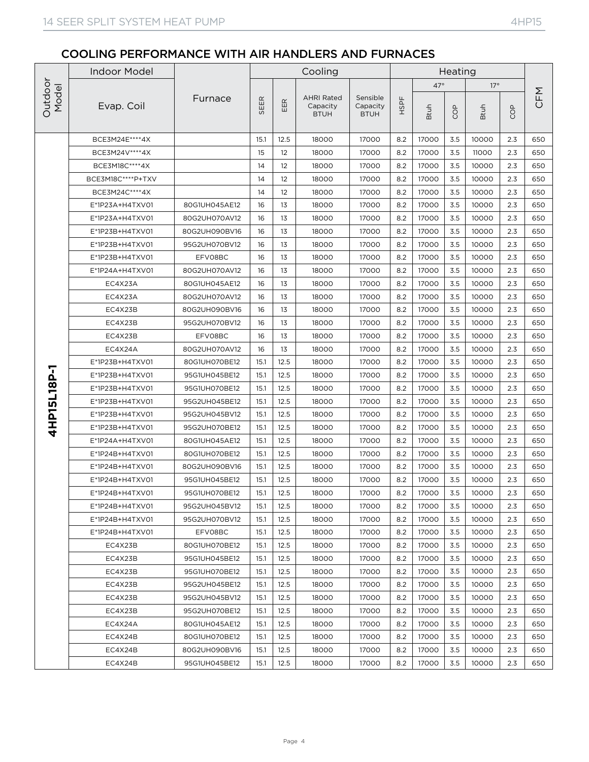## COOLING PERFORMANCE WITH AIR HANDLERS AND FURNACES

| Outdoor Model | Indoor Model | | Cooling | | | | Heating | | | | | CFM |
|---|---|---|---|---|---|---|---|---|---|---|---|---|
| | Evap. Coil | Furnace | SEER | EER | AHRI Rated Capacity BTUH | Sensible Capacity BTUH | HSPF | 47° | | 17° | | |
| | | | | | | | | Btuh | COP | Btuh | COP | |
| 4HP15L18P-1 | BCE3M24E****4X | | 15.1 | 12.5 | 18000 | 17000 | 8.2 | 17000 | 3.5 | 10000 | 2.3 | 650 |
| | BCE3M24V****4X | | 15 | 12 | 18000 | 17000 | 8.2 | 17000 | 3.5 | 11000 | 2.3 | 650 |
| | BCE3M18C****4X | | 14 | 12 | 18000 | 17000 | 8.2 | 17000 | 3.5 | 10000 | 2.3 | 650 |
| | BCE3M18C****P+TXV | | 14 | 12 | 18000 | 17000 | 8.2 | 17000 | 3.5 | 10000 | 2.3 | 650 |
| | BCE3M24C****4X | | 14 | 12 | 18000 | 17000 | 8.2 | 17000 | 3.5 | 10000 | 2.3 | 650 |
| | E*1P23A+H4TXV01 | 80G1UH045AE12 | 16 | 13 | 18000 | 17000 | 8.2 | 17000 | 3.5 | 10000 | 2.3 | 650 |
| | E*1P23A+H4TXV01 | 80G2UH070AV12 | 16 | 13 | 18000 | 17000 | 8.2 | 17000 | 3.5 | 10000 | 2.3 | 650 |
| | E*1P23B+H4TXV01 | 80G2UH090BV16 | 16 | 13 | 18000 | 17000 | 8.2 | 17000 | 3.5 | 10000 | 2.3 | 650 |
| | E*1P23B+H4TXV01 | 95G2UH070BV12 | 16 | 13 | 18000 | 17000 | 8.2 | 17000 | 3.5 | 10000 | 2.3 | 650 |
| | E*1P23B+H4TXV01 | EFV08BC | 16 | 13 | 18000 | 17000 | 8.2 | 17000 | 3.5 | 10000 | 2.3 | 650 |
| | E*1P24A+H4TXV01 | 80G2UH070AV12 | 16 | 13 | 18000 | 17000 | 8.2 | 17000 | 3.5 | 10000 | 2.3 | 650 |
| | EC4X23A | 80G1UH045AE12 | 16 | 13 | 18000 | 17000 | 8.2 | 17000 | 3.5 | 10000 | 2.3 | 650 |
| | EC4X23A | 80G2UH070AV12 | 16 | 13 | 18000 | 17000 | 8.2 | 17000 | 3.5 | 10000 | 2.3 | 650 |
| | EC4X23B | 80G2UH090BV16 | 16 | 13 | 18000 | 17000 | 8.2 | 17000 | 3.5 | 10000 | 2.3 | 650 |
| | EC4X23B | 95G2UH070BV12 | 16 | 13 | 18000 | 17000 | 8.2 | 17000 | 3.5 | 10000 | 2.3 | 650 |
| | EC4X23B | EFV08BC | 16 | 13 | 18000 | 17000 | 8.2 | 17000 | 3.5 | 10000 | 2.3 | 650 |
| | EC4X24A | 80G2UH070AV12 | 16 | 13 | 18000 | 17000 | 8.2 | 17000 | 3.5 | 10000 | 2.3 | 650 |
| | E*1P23B+H4TXV01 | 80G1UH070BE12 | 15.1 | 12.5 | 18000 | 17000 | 8.2 | 17000 | 3.5 | 10000 | 2.3 | 650 |
| | E*1P23B+H4TXV01 | 95G1UH045BE12 | 15.1 | 12.5 | 18000 | 17000 | 8.2 | 17000 | 3.5 | 10000 | 2.3 | 650 |
| | E*1P23B+H4TXV01 | 95G1UH070BE12 | 15.1 | 12.5 | 18000 | 17000 | 8.2 | 17000 | 3.5 | 10000 | 2.3 | 650 |
| | E*1P23B+H4TXV01 | 95G2UH045BE12 | 15.1 | 12.5 | 18000 | 17000 | 8.2 | 17000 | 3.5 | 10000 | 2.3 | 650 |
| | E*1P23B+H4TXV01 | 95G2UH045BV12 | 15.1 | 12.5 | 18000 | 17000 | 8.2 | 17000 | 3.5 | 10000 | 2.3 | 650 |
| | E*1P23B+H4TXV01 | 95G2UH070BE12 | 15.1 | 12.5 | 18000 | 17000 | 8.2 | 17000 | 3.5 | 10000 | 2.3 | 650 |
| | E*1P24A+H4TXV01 | 80G1UH045AE12 | 15.1 | 12.5 | 18000 | 17000 | 8.2 | 17000 | 3.5 | 10000 | 2.3 | 650 |
| | E*1P24B+H4TXV01 | 80G1UH070BE12 | 15.1 | 12.5 | 18000 | 17000 | 8.2 | 17000 | 3.5 | 10000 | 2.3 | 650 |
| | E*1P24B+H4TXV01 | 80G2UH090BV16 | 15.1 | 12.5 | 18000 | 17000 | 8.2 | 17000 | 3.5 | 10000 | 2.3 | 650 |
| | E*1P24B+H4TXV01 | 95G1UH045BE12 | 15.1 | 12.5 | 18000 | 17000 | 8.2 | 17000 | 3.5 | 10000 | 2.3 | 650 |
| | E*1P24B+H4TXV01 | 95G1UH070BE12 | 15.1 | 12.5 | 18000 | 17000 | 8.2 | 17000 | 3.5 | 10000 | 2.3 | 650 |
| | E*1P24B+H4TXV01 | 95G2UH045BV12 | 15.1 | 12.5 | 18000 | 17000 | 8.2 | 17000 | 3.5 | 10000 | 2.3 | 650 |
| | E*1P24B+H4TXV01 | 95G2UH070BV12 | 15.1 | 12.5 | 18000 | 17000 | 8.2 | 17000 | 3.5 | 10000 | 2.3 | 650 |
| | E*1P24B+H4TXV01 | EFV08BC | 15.1 | 12.5 | 18000 | 17000 | 8.2 | 17000 | 3.5 | 10000 | 2.3 | 650 |
| | EC4X23B | 80G1UH070BE12 | 15.1 | 12.5 | 18000 | 17000 | 8.2 | 17000 | 3.5 | 10000 | 2.3 | 650 |
| | EC4X23B | 95G1UH045BE12 | 15.1 | 12.5 | 18000 | 17000 | 8.2 | 17000 | 3.5 | 10000 | 2.3 | 650 |
| | EC4X23B | 95G1UH070BE12 | 15.1 | 12.5 | 18000 | 17000 | 8.2 | 17000 | 3.5 | 10000 | 2.3 | 650 |
| | EC4X23B | 95G2UH045BE12 | 15.1 | 12.5 | 18000 | 17000 | 8.2 | 17000 | 3.5 | 10000 | 2.3 | 650 |
| | EC4X23B | 95G2UH045BV12 | 15.1 | 12.5 | 18000 | 17000 | 8.2 | 17000 | 3.5 | 10000 | 2.3 | 650 |
| | EC4X23B | 95G2UH070BE12 | 15.1 | 12.5 | 18000 | 17000 | 8.2 | 17000 | 3.5 | 10000 | 2.3 | 650 |
| | EC4X24A | 80G1UH045AE12 | 15.1 | 12.5 | 18000 | 17000 | 8.2 | 17000 | 3.5 | 10000 | 2.3 | 650 |
| | EC4X24B | 80G1UH070BE12 | 15.1 | 12.5 | 18000 | 17000 | 8.2 | 17000 | 3.5 | 10000 | 2.3 | 650 |
| | EC4X24B | 80G2UH090BV16 | 15.1 | 12.5 | 18000 | 17000 | 8.2 | 17000 | 3.5 | 10000 | 2.3 | 650 |
| | EC4X24B | 95G1UH045BE12 | 15.1 | 12.5 | 18000 | 17000 | 8.2 | 17000 | 3.5 | 10000 | 2.3 | 650 |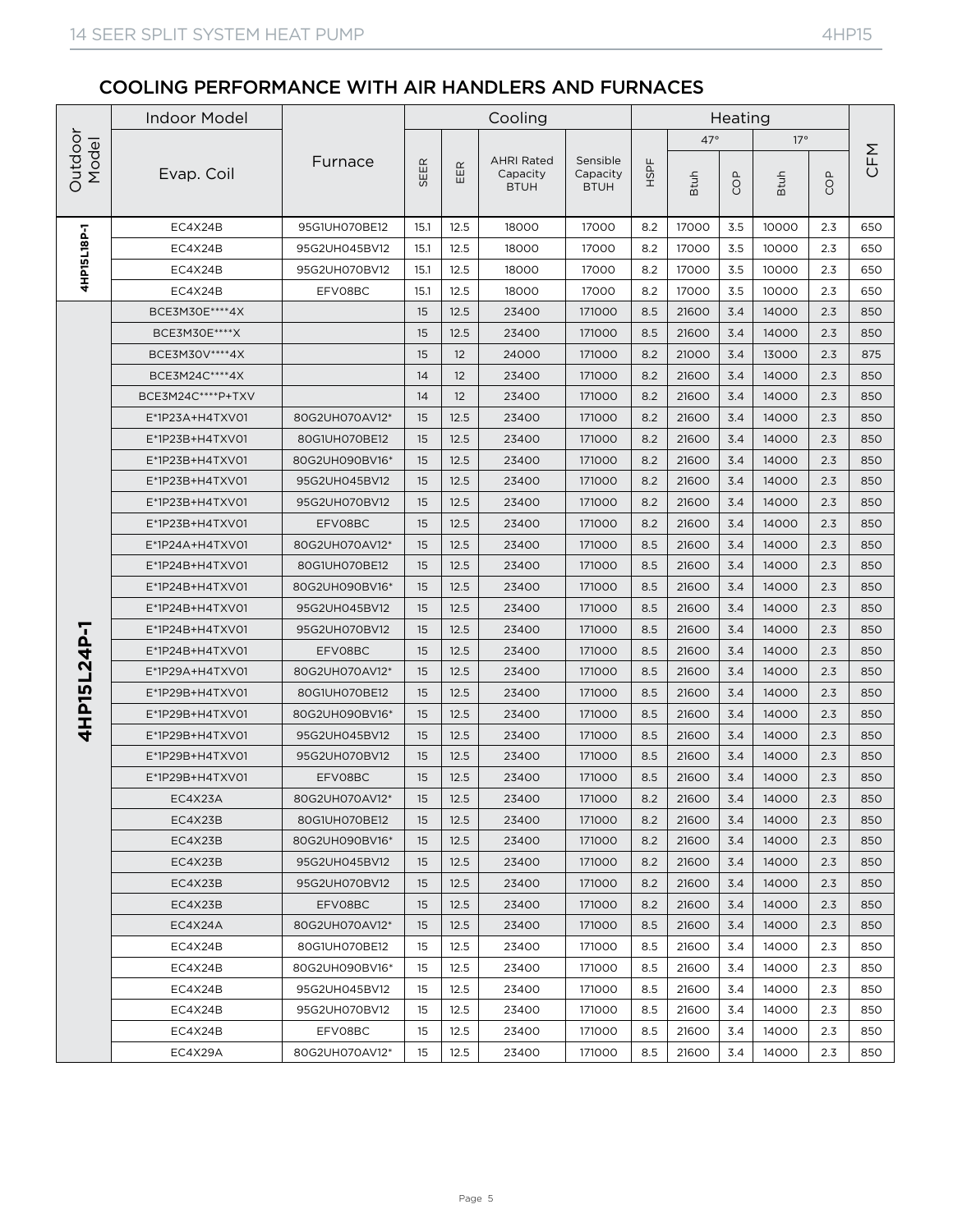## COOLING PERFORMANCE WITH AIR HANDLERS AND FURNACES

| Outdoor Model | Indoor Model | | Cooling | | | | Heating | | | | | CFM |
|---|---|---|---|---|---|---|---|---|---|---|---|---|
| | | | | | | | | 47° | | 17° | | |
| | Evap. Coil | Furnace | SEER | EER | AHRI Rated Capacity BTUH | Sensible Capacity BTUH | HSPF | Btuh | COP | Btuh | COP | |
| 4HP15L18P-1 | EC4X24B | 95G1UH070BE12 | 15.1 | 12.5 | 18000 | 17000 | 8.2 | 17000 | 3.5 | 10000 | 2.3 | 650 |
| | EC4X24B | 95G2UH045BV12 | 15.1 | 12.5 | 18000 | 17000 | 8.2 | 17000 | 3.5 | 10000 | 2.3 | 650 |
| | EC4X24B | 95G2UH070BV12 | 15.1 | 12.5 | 18000 | 17000 | 8.2 | 17000 | 3.5 | 10000 | 2.3 | 650 |
| | EC4X24B | EFV08BC | 15.1 | 12.5 | 18000 | 17000 | 8.2 | 17000 | 3.5 | 10000 | 2.3 | 650 |
| 4HP15L24P-1 | BCE3M30E****4X | | 15 | 12.5 | 23400 | 171000 | 8.5 | 21600 | 3.4 | 14000 | 2.3 | 850 |
| | BCE3M30E****X | | 15 | 12.5 | 23400 | 171000 | 8.5 | 21600 | 3.4 | 14000 | 2.3 | 850 |
| | BCE3M30V****4X | | 15 | 12 | 24000 | 171000 | 8.2 | 21000 | 3.4 | 13000 | 2.3 | 875 |
| | BCE3M24C****4X | | 14 | 12 | 23400 | 171000 | 8.2 | 21600 | 3.4 | 14000 | 2.3 | 850 |
| | BCE3M24C****P+TXV | | 14 | 12 | 23400 | 171000 | 8.2 | 21600 | 3.4 | 14000 | 2.3 | 850 |
| | E*1P23A+H4TXV01 | 80G2UH070AV12* | 15 | 12.5 | 23400 | 171000 | 8.2 | 21600 | 3.4 | 14000 | 2.3 | 850 |
| | E*1P23B+H4TXV01 | 80G1UH070BE12 | 15 | 12.5 | 23400 | 171000 | 8.2 | 21600 | 3.4 | 14000 | 2.3 | 850 |
| | E*1P23B+H4TXV01 | 80G2UH090BV16* | 15 | 12.5 | 23400 | 171000 | 8.2 | 21600 | 3.4 | 14000 | 2.3 | 850 |
| | E*1P23B+H4TXV01 | 95G2UH045BV12 | 15 | 12.5 | 23400 | 171000 | 8.2 | 21600 | 3.4 | 14000 | 2.3 | 850 |
| | E*1P23B+H4TXV01 | 95G2UH070BV12 | 15 | 12.5 | 23400 | 171000 | 8.2 | 21600 | 3.4 | 14000 | 2.3 | 850 |
| | E*1P23B+H4TXV01 | EFV08BC | 15 | 12.5 | 23400 | 171000 | 8.2 | 21600 | 3.4 | 14000 | 2.3 | 850 |
| | E*1P24A+H4TXV01 | 80G2UH070AV12* | 15 | 12.5 | 23400 | 171000 | 8.5 | 21600 | 3.4 | 14000 | 2.3 | 850 |
| | E*1P24B+H4TXV01 | 80G1UH070BE12 | 15 | 12.5 | 23400 | 171000 | 8.5 | 21600 | 3.4 | 14000 | 2.3 | 850 |
| | E*1P24B+H4TXV01 | 80G2UH090BV16* | 15 | 12.5 | 23400 | 171000 | 8.5 | 21600 | 3.4 | 14000 | 2.3 | 850 |
| | E*1P24B+H4TXV01 | 95G2UH045BV12 | 15 | 12.5 | 23400 | 171000 | 8.5 | 21600 | 3.4 | 14000 | 2.3 | 850 |
| | E*1P24B+H4TXV01 | 95G2UH070BV12 | 15 | 12.5 | 23400 | 171000 | 8.5 | 21600 | 3.4 | 14000 | 2.3 | 850 |
| | E*1P24B+H4TXV01 | EFV08BC | 15 | 12.5 | 23400 | 171000 | 8.5 | 21600 | 3.4 | 14000 | 2.3 | 850 |
| | E*1P29A+H4TXV01 | 80G2UH070AV12* | 15 | 12.5 | 23400 | 171000 | 8.5 | 21600 | 3.4 | 14000 | 2.3 | 850 |
| | E*1P29B+H4TXV01 | 80G1UH070BE12 | 15 | 12.5 | 23400 | 171000 | 8.5 | 21600 | 3.4 | 14000 | 2.3 | 850 |
| | E*1P29B+H4TXV01 | 80G2UH090BV16* | 15 | 12.5 | 23400 | 171000 | 8.5 | 21600 | 3.4 | 14000 | 2.3 | 850 |
| | E*1P29B+H4TXV01 | 95G2UH045BV12 | 15 | 12.5 | 23400 | 171000 | 8.5 | 21600 | 3.4 | 14000 | 2.3 | 850 |
| | E*1P29B+H4TXV01 | 95G2UH070BV12 | 15 | 12.5 | 23400 | 171000 | 8.5 | 21600 | 3.4 | 14000 | 2.3 | 850 |
| | E*1P29B+H4TXV01 | EFV08BC | 15 | 12.5 | 23400 | 171000 | 8.5 | 21600 | 3.4 | 14000 | 2.3 | 850 |
| | EC4X23A | 80G2UH070AV12* | 15 | 12.5 | 23400 | 171000 | 8.2 | 21600 | 3.4 | 14000 | 2.3 | 850 |
| | EC4X23B | 80G1UH070BE12 | 15 | 12.5 | 23400 | 171000 | 8.2 | 21600 | 3.4 | 14000 | 2.3 | 850 |
| | EC4X23B | 80G2UH090BV16* | 15 | 12.5 | 23400 | 171000 | 8.2 | 21600 | 3.4 | 14000 | 2.3 | 850 |
| | EC4X23B | 95G2UH045BV12 | 15 | 12.5 | 23400 | 171000 | 8.2 | 21600 | 3.4 | 14000 | 2.3 | 850 |
| | EC4X23B | 95G2UH070BV12 | 15 | 12.5 | 23400 | 171000 | 8.2 | 21600 | 3.4 | 14000 | 2.3 | 850 |
| | EC4X23B | EFV08BC | 15 | 12.5 | 23400 | 171000 | 8.2 | 21600 | 3.4 | 14000 | 2.3 | 850 |
| | EC4X24A | 80G2UH070AV12* | 15 | 12.5 | 23400 | 171000 | 8.5 | 21600 | 3.4 | 14000 | 2.3 | 850 |
| | EC4X24B | 80G1UH070BE12 | 15 | 12.5 | 23400 | 171000 | 8.5 | 21600 | 3.4 | 14000 | 2.3 | 850 |
| | EC4X24B | 80G2UH090BV16* | 15 | 12.5 | 23400 | 171000 | 8.5 | 21600 | 3.4 | 14000 | 2.3 | 850 |
| | EC4X24B | 95G2UH045BV12 | 15 | 12.5 | 23400 | 171000 | 8.5 | 21600 | 3.4 | 14000 | 2.3 | 850 |
| | EC4X24B | 95G2UH070BV12 | 15 | 12.5 | 23400 | 171000 | 8.5 | 21600 | 3.4 | 14000 | 2.3 | 850 |
| | EC4X24B | EFV08BC | 15 | 12.5 | 23400 | 171000 | 8.5 | 21600 | 3.4 | 14000 | 2.3 | 850 |
| | EC4X29A | 80G2UH070AV12* | 15 | 12.5 | 23400 | 171000 | 8.5 | 21600 | 3.4 | 14000 | 2.3 | 850 |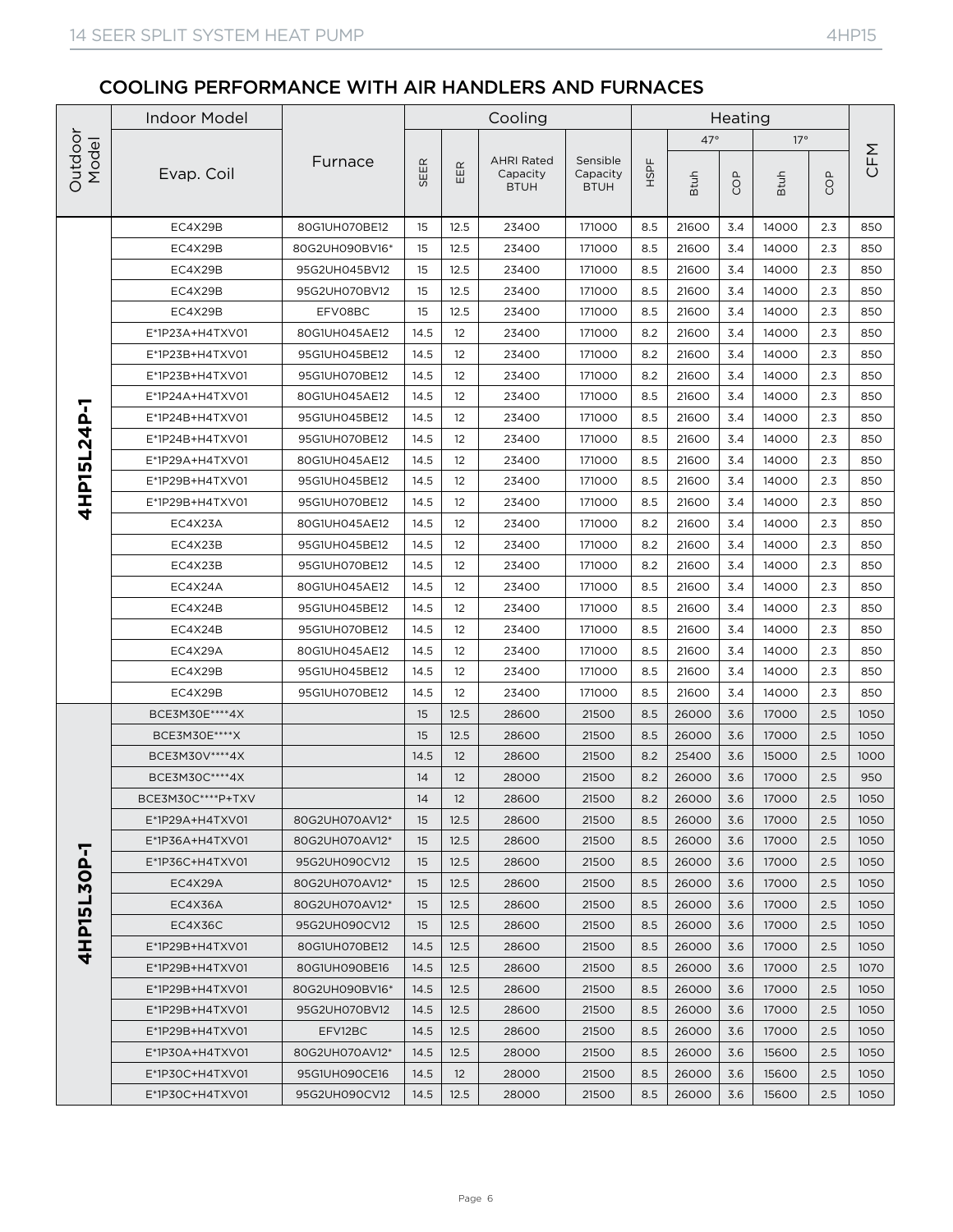## COOLING PERFORMANCE WITH AIR HANDLERS AND FURNACES

| Outdoor Model | Indoor Model | | Cooling | | | | Heating | | | | | |
|---|---|---|---|---|---|---|---|---|---|---|---|---|
| | Evap. Coil | Furnace | SEER | EER | AHRI Rated Capacity BTUH | Sensible Capacity BTUH | HSPF | 47° | | 17° | | CFM |
| | | | | | | | | Btuh | COP | Btuh | COP | |
| 4HP15L24P-1 | EC4X29B | 80G1UH070BE12 | 15 | 12.5 | 23400 | 171000 | 8.5 | 21600 | 3.4 | 14000 | 2.3 | 850 |
| | EC4X29B | 80G2UH090BV16* | 15 | 12.5 | 23400 | 171000 | 8.5 | 21600 | 3.4 | 14000 | 2.3 | 850 |
| | EC4X29B | 95G2UH045BV12 | 15 | 12.5 | 23400 | 171000 | 8.5 | 21600 | 3.4 | 14000 | 2.3 | 850 |
| | EC4X29B | 95G2UH070BV12 | 15 | 12.5 | 23400 | 171000 | 8.5 | 21600 | 3.4 | 14000 | 2.3 | 850 |
| | EC4X29B | EFV08BC | 15 | 12.5 | 23400 | 171000 | 8.5 | 21600 | 3.4 | 14000 | 2.3 | 850 |
| | E*1P23A+H4TXV01 | 80G1UH045AE12 | 14.5 | 12 | 23400 | 171000 | 8.2 | 21600 | 3.4 | 14000 | 2.3 | 850 |
| | E*1P23B+H4TXV01 | 95G1UH045BE12 | 14.5 | 12 | 23400 | 171000 | 8.2 | 21600 | 3.4 | 14000 | 2.3 | 850 |
| | E*1P23B+H4TXV01 | 95G1UH070BE12 | 14.5 | 12 | 23400 | 171000 | 8.2 | 21600 | 3.4 | 14000 | 2.3 | 850 |
| | E*1P24A+H4TXV01 | 80G1UH045AE12 | 14.5 | 12 | 23400 | 171000 | 8.5 | 21600 | 3.4 | 14000 | 2.3 | 850 |
| | E*1P24B+H4TXV01 | 95G1UH045BE12 | 14.5 | 12 | 23400 | 171000 | 8.5 | 21600 | 3.4 | 14000 | 2.3 | 850 |
| | E*1P24B+H4TXV01 | 95G1UH070BE12 | 14.5 | 12 | 23400 | 171000 | 8.5 | 21600 | 3.4 | 14000 | 2.3 | 850 |
| | E*1P29A+H4TXV01 | 80G1UH045AE12 | 14.5 | 12 | 23400 | 171000 | 8.5 | 21600 | 3.4 | 14000 | 2.3 | 850 |
| | E*1P29B+H4TXV01 | 95G1UH045BE12 | 14.5 | 12 | 23400 | 171000 | 8.5 | 21600 | 3.4 | 14000 | 2.3 | 850 |
| | E*1P29B+H4TXV01 | 95G1UH070BE12 | 14.5 | 12 | 23400 | 171000 | 8.5 | 21600 | 3.4 | 14000 | 2.3 | 850 |
| | EC4X23A | 80G1UH045AE12 | 14.5 | 12 | 23400 | 171000 | 8.2 | 21600 | 3.4 | 14000 | 2.3 | 850 |
| | EC4X23B | 95G1UH045BE12 | 14.5 | 12 | 23400 | 171000 | 8.2 | 21600 | 3.4 | 14000 | 2.3 | 850 |
| | EC4X23B | 95G1UH070BE12 | 14.5 | 12 | 23400 | 171000 | 8.2 | 21600 | 3.4 | 14000 | 2.3 | 850 |
| | EC4X24A | 80G1UH045AE12 | 14.5 | 12 | 23400 | 171000 | 8.5 | 21600 | 3.4 | 14000 | 2.3 | 850 |
| | EC4X24B | 95G1UH045BE12 | 14.5 | 12 | 23400 | 171000 | 8.5 | 21600 | 3.4 | 14000 | 2.3 | 850 |
| | EC4X24B | 95G1UH070BE12 | 14.5 | 12 | 23400 | 171000 | 8.5 | 21600 | 3.4 | 14000 | 2.3 | 850 |
| | EC4X29A | 80G1UH045AE12 | 14.5 | 12 | 23400 | 171000 | 8.5 | 21600 | 3.4 | 14000 | 2.3 | 850 |
| | EC4X29B | 95G1UH045BE12 | 14.5 | 12 | 23400 | 171000 | 8.5 | 21600 | 3.4 | 14000 | 2.3 | 850 |
| | EC4X29B | 95G1UH070BE12 | 14.5 | 12 | 23400 | 171000 | 8.5 | 21600 | 3.4 | 14000 | 2.3 | 850 |
| 4HP15L30P-1 | BCE3M30E****4X | | 15 | 12.5 | 28600 | 21500 | 8.5 | 26000 | 3.6 | 17000 | 2.5 | 1050 |
| | BCE3M30E****X | | 15 | 12.5 | 28600 | 21500 | 8.5 | 26000 | 3.6 | 17000 | 2.5 | 1050 |
| | BCE3M30V****4X | | 14.5 | 12 | 28600 | 21500 | 8.2 | 25400 | 3.6 | 15000 | 2.5 | 1000 |
| | BCE3M30C****4X | | 14 | 12 | 28000 | 21500 | 8.2 | 26000 | 3.6 | 17000 | 2.5 | 950 |
| | BCE3M30C****P+TXV | | 14 | 12 | 28600 | 21500 | 8.2 | 26000 | 3.6 | 17000 | 2.5 | 1050 |
| | E*1P29A+H4TXV01 | 80G2UH070AV12* | 15 | 12.5 | 28600 | 21500 | 8.5 | 26000 | 3.6 | 17000 | 2.5 | 1050 |
| | E*1P36A+H4TXV01 | 80G2UH070AV12* | 15 | 12.5 | 28600 | 21500 | 8.5 | 26000 | 3.6 | 17000 | 2.5 | 1050 |
| | E*1P36C+H4TXV01 | 95G2UH090CV12 | 15 | 12.5 | 28600 | 21500 | 8.5 | 26000 | 3.6 | 17000 | 2.5 | 1050 |
| | EC4X29A | 80G2UH070AV12* | 15 | 12.5 | 28600 | 21500 | 8.5 | 26000 | 3.6 | 17000 | 2.5 | 1050 |
| | EC4X36A | 80G2UH070AV12* | 15 | 12.5 | 28600 | 21500 | 8.5 | 26000 | 3.6 | 17000 | 2.5 | 1050 |
| | EC4X36C | 95G2UH090CV12 | 15 | 12.5 | 28600 | 21500 | 8.5 | 26000 | 3.6 | 17000 | 2.5 | 1050 |
| | E*1P29B+H4TXV01 | 80G1UH070BE12 | 14.5 | 12.5 | 28600 | 21500 | 8.5 | 26000 | 3.6 | 17000 | 2.5 | 1050 |
| | E*1P29B+H4TXV01 | 80G1UH090BE16 | 14.5 | 12.5 | 28600 | 21500 | 8.5 | 26000 | 3.6 | 17000 | 2.5 | 1070 |
| | E*1P29B+H4TXV01 | 80G2UH090BV16* | 14.5 | 12.5 | 28600 | 21500 | 8.5 | 26000 | 3.6 | 17000 | 2.5 | 1050 |
| | E*1P29B+H4TXV01 | 95G2UH070BV12 | 14.5 | 12.5 | 28600 | 21500 | 8.5 | 26000 | 3.6 | 17000 | 2.5 | 1050 |
| | E*1P29B+H4TXV01 | EFV12BC | 14.5 | 12.5 | 28600 | 21500 | 8.5 | 26000 | 3.6 | 17000 | 2.5 | 1050 |
| | E*1P30A+H4TXV01 | 80G2UH070AV12* | 14.5 | 12.5 | 28000 | 21500 | 8.5 | 26000 | 3.6 | 15600 | 2.5 | 1050 |
| | E*1P30C+H4TXV01 | 95G1UH090CE16 | 14.5 | 12 | 28000 | 21500 | 8.5 | 26000 | 3.6 | 15600 | 2.5 | 1050 |
| | E*1P30C+H4TXV01 | 95G2UH090CV12 | 14.5 | 12.5 | 28000 | 21500 | 8.5 | 26000 | 3.6 | 15600 | 2.5 | 1050 |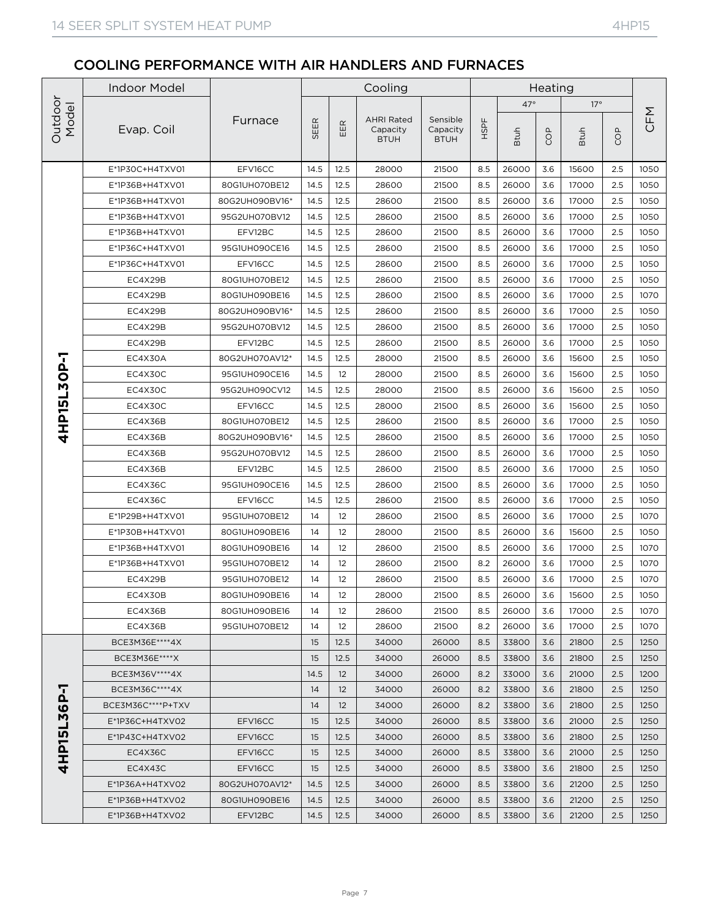## COOLING PERFORMANCE WITH AIR HANDLERS AND FURNACES

| Outdoor Model | Indoor Model | | Cooling | | | | Heating | | | | | CFM |
|---|---|---|---|---|---|---|---|---|---|---|---|---|
| | Evap. Coil | Furnace | SEER | EER | AHRI Rated Capacity BTUH | Sensible Capacity BTUH | HSPF | 47° | | 17° | | |
| | | | | | | | | Btuh | COP | Btuh | COP | |
| 4HP15L30P-1 | E*1P30C+H4TXV01 | EFV16CC | 14.5 | 12.5 | 28000 | 21500 | 8.5 | 26000 | 3.6 | 15600 | 2.5 | 1050 |
| | E*1P36B+H4TXV01 | 80G1UH070BE12 | 14.5 | 12.5 | 28600 | 21500 | 8.5 | 26000 | 3.6 | 17000 | 2.5 | 1050 |
| | E*1P36B+H4TXV01 | 80G2UH090BV16* | 14.5 | 12.5 | 28600 | 21500 | 8.5 | 26000 | 3.6 | 17000 | 2.5 | 1050 |
| | E*1P36B+H4TXV01 | 95G2UH070BV12 | 14.5 | 12.5 | 28600 | 21500 | 8.5 | 26000 | 3.6 | 17000 | 2.5 | 1050 |
| | E*1P36B+H4TXV01 | EFV12BC | 14.5 | 12.5 | 28600 | 21500 | 8.5 | 26000 | 3.6 | 17000 | 2.5 | 1050 |
| | E*1P36C+H4TXV01 | 95G1UH090CE16 | 14.5 | 12.5 | 28600 | 21500 | 8.5 | 26000 | 3.6 | 17000 | 2.5 | 1050 |
| | E*1P36C+H4TXV01 | EFV16CC | 14.5 | 12.5 | 28600 | 21500 | 8.5 | 26000 | 3.6 | 17000 | 2.5 | 1050 |
| | EC4X29B | 80G1UH070BE12 | 14.5 | 12.5 | 28600 | 21500 | 8.5 | 26000 | 3.6 | 17000 | 2.5 | 1050 |
| | EC4X29B | 80G1UH090BE16 | 14.5 | 12.5 | 28600 | 21500 | 8.5 | 26000 | 3.6 | 17000 | 2.5 | 1070 |
| | EC4X29B | 80G2UH090BV16* | 14.5 | 12.5 | 28600 | 21500 | 8.5 | 26000 | 3.6 | 17000 | 2.5 | 1050 |
| | EC4X29B | 95G2UH070BV12 | 14.5 | 12.5 | 28600 | 21500 | 8.5 | 26000 | 3.6 | 17000 | 2.5 | 1050 |
| | EC4X29B | EFV12BC | 14.5 | 12.5 | 28600 | 21500 | 8.5 | 26000 | 3.6 | 17000 | 2.5 | 1050 |
| | EC4X30A | 80G2UH070AV12* | 14.5 | 12.5 | 28000 | 21500 | 8.5 | 26000 | 3.6 | 15600 | 2.5 | 1050 |
| | EC4X30C | 95G1UH090CE16 | 14.5 | 12 | 28000 | 21500 | 8.5 | 26000 | 3.6 | 15600 | 2.5 | 1050 |
| | EC4X30C | 95G2UH090CV12 | 14.5 | 12.5 | 28000 | 21500 | 8.5 | 26000 | 3.6 | 15600 | 2.5 | 1050 |
| | EC4X30C | EFV16CC | 14.5 | 12.5 | 28000 | 21500 | 8.5 | 26000 | 3.6 | 15600 | 2.5 | 1050 |
| | EC4X36B | 80G1UH070BE12 | 14.5 | 12.5 | 28600 | 21500 | 8.5 | 26000 | 3.6 | 17000 | 2.5 | 1050 |
| | EC4X36B | 80G2UH090BV16* | 14.5 | 12.5 | 28600 | 21500 | 8.5 | 26000 | 3.6 | 17000 | 2.5 | 1050 |
| | EC4X36B | 95G2UH070BV12 | 14.5 | 12.5 | 28600 | 21500 | 8.5 | 26000 | 3.6 | 17000 | 2.5 | 1050 |
| | EC4X36B | EFV12BC | 14.5 | 12.5 | 28600 | 21500 | 8.5 | 26000 | 3.6 | 17000 | 2.5 | 1050 |
| | EC4X36C | 95G1UH090CE16 | 14.5 | 12.5 | 28600 | 21500 | 8.5 | 26000 | 3.6 | 17000 | 2.5 | 1050 |
| | EC4X36C | EFV16CC | 14.5 | 12.5 | 28600 | 21500 | 8.5 | 26000 | 3.6 | 17000 | 2.5 | 1050 |
| | E*1P29B+H4TXV01 | 95G1UH070BE12 | 14 | 12 | 28600 | 21500 | 8.5 | 26000 | 3.6 | 17000 | 2.5 | 1070 |
| | E*1P30B+H4TXV01 | 80G1UH090BE16 | 14 | 12 | 28000 | 21500 | 8.5 | 26000 | 3.6 | 15600 | 2.5 | 1050 |
| | E*1P36B+H4TXV01 | 80G1UH090BE16 | 14 | 12 | 28600 | 21500 | 8.5 | 26000 | 3.6 | 17000 | 2.5 | 1070 |
| | E*1P36B+H4TXV01 | 95G1UH070BE12 | 14 | 12 | 28600 | 21500 | 8.2 | 26000 | 3.6 | 17000 | 2.5 | 1070 |
| | EC4X29B | 95G1UH070BE12 | 14 | 12 | 28600 | 21500 | 8.5 | 26000 | 3.6 | 17000 | 2.5 | 1070 |
| | EC4X30B | 80G1UH090BE16 | 14 | 12 | 28000 | 21500 | 8.5 | 26000 | 3.6 | 15600 | 2.5 | 1050 |
| | EC4X36B | 80G1UH090BE16 | 14 | 12 | 28600 | 21500 | 8.5 | 26000 | 3.6 | 17000 | 2.5 | 1070 |
| | EC4X36B | 95G1UH070BE12 | 14 | 12 | 28600 | 21500 | 8.2 | 26000 | 3.6 | 17000 | 2.5 | 1070 |
| 4HP15L36P-1 | BCE3M36E****4X | | 15 | 12.5 | 34000 | 26000 | 8.5 | 33800 | 3.6 | 21800 | 2.5 | 1250 |
| | BCE3M36E****X | | 15 | 12.5 | 34000 | 26000 | 8.5 | 33800 | 3.6 | 21800 | 2.5 | 1250 |
| | BCE3M36V****4X | | 14.5 | 12 | 34000 | 26000 | 8.2 | 33000 | 3.6 | 21000 | 2.5 | 1200 |
| | BCE3M36C****4X | | 14 | 12 | 34000 | 26000 | 8.2 | 33800 | 3.6 | 21800 | 2.5 | 1250 |
| | BCE3M36C****P+TXV | | 14 | 12 | 34000 | 26000 | 8.2 | 33800 | 3.6 | 21800 | 2.5 | 1250 |
| | E*1P36C+H4TXV02 | EFV16CC | 15 | 12.5 | 34000 | 26000 | 8.5 | 33800 | 3.6 | 21000 | 2.5 | 1250 |
| | E*1P43C+H4TXV02 | EFV16CC | 15 | 12.5 | 34000 | 26000 | 8.5 | 33800 | 3.6 | 21800 | 2.5 | 1250 |
| | EC4X36C | EFV16CC | 15 | 12.5 | 34000 | 26000 | 8.5 | 33800 | 3.6 | 21000 | 2.5 | 1250 |
| | EC4X43C | EFV16CC | 15 | 12.5 | 34000 | 26000 | 8.5 | 33800 | 3.6 | 21800 | 2.5 | 1250 |
| | E*1P36A+H4TXV02 | 80G2UH070AV12* | 14.5 | 12.5 | 34000 | 26000 | 8.5 | 33800 | 3.6 | 21200 | 2.5 | 1250 |
| | E*1P36B+H4TXV02 | 80G1UH090BE16 | 14.5 | 12.5 | 34000 | 26000 | 8.5 | 33800 | 3.6 | 21200 | 2.5 | 1250 |
| | E*1P36B+H4TXV02 | EFV12BC | 14.5 | 12.5 | 34000 | 26000 | 8.5 | 33800 | 3.6 | 21200 | 2.5 | 1250 |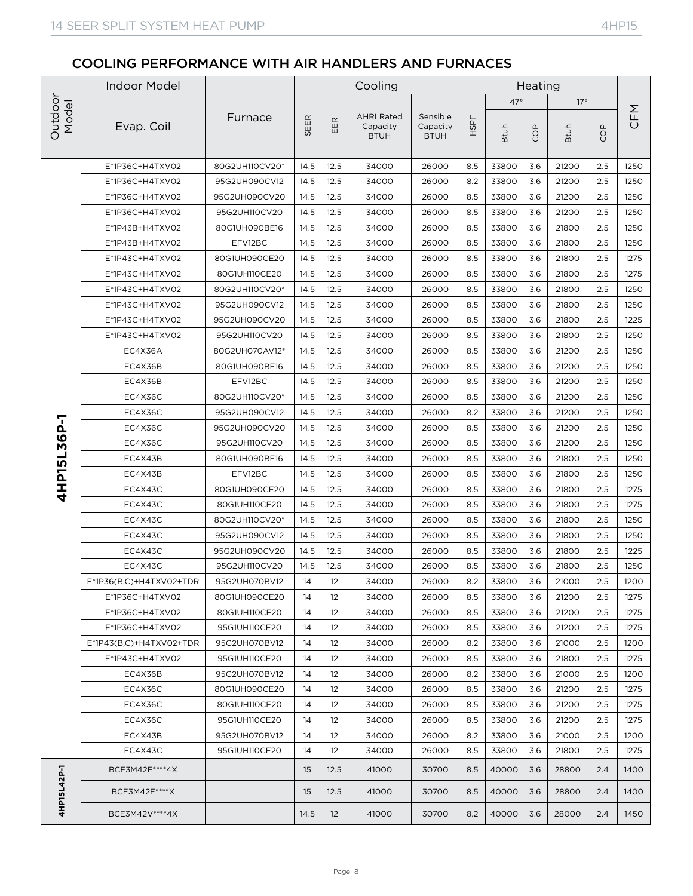## COOLING PERFORMANCE WITH AIR HANDLERS AND FURNACES

| Outdoor Model | Indoor Model | | Cooling | | | | Heating | | | | | CFM |
|---|---|---|---|---|---|---|---|---|---|---|---|---|
| | | | | | | | | 47° | | 17° | | |
| | Evap. Coil | Furnace | SEER | EER | AHRI Rated Capacity BTUH | Sensible Capacity BTUH | HSPF | Btuh | COP | Btuh | COP | |
| 4HP15L36P-1 | E*1P36C+H4TXV02 | 80G2UH110CV20* | 14.5 | 12.5 | 34000 | 26000 | 8.5 | 33800 | 3.6 | 21200 | 2.5 | 1250 |
| | E*1P36C+H4TXV02 | 95G2UH090CV12 | 14.5 | 12.5 | 34000 | 26000 | 8.2 | 33800 | 3.6 | 21200 | 2.5 | 1250 |
| | E*1P36C+H4TXV02 | 95G2UH090CV20 | 14.5 | 12.5 | 34000 | 26000 | 8.5 | 33800 | 3.6 | 21200 | 2.5 | 1250 |
| | E*1P36C+H4TXV02 | 95G2UH110CV20 | 14.5 | 12.5 | 34000 | 26000 | 8.5 | 33800 | 3.6 | 21200 | 2.5 | 1250 |
| | E*1P43B+H4TXV02 | 80G1UH090BE16 | 14.5 | 12.5 | 34000 | 26000 | 8.5 | 33800 | 3.6 | 21800 | 2.5 | 1250 |
| | E*1P43B+H4TXV02 | EFV12BC | 14.5 | 12.5 | 34000 | 26000 | 8.5 | 33800 | 3.6 | 21800 | 2.5 | 1250 |
| | E*1P43C+H4TXV02 | 80G1UH090CE20 | 14.5 | 12.5 | 34000 | 26000 | 8.5 | 33800 | 3.6 | 21800 | 2.5 | 1275 |
| | E*1P43C+H4TXV02 | 80G1UH110CE20 | 14.5 | 12.5 | 34000 | 26000 | 8.5 | 33800 | 3.6 | 21800 | 2.5 | 1275 |
| | E*1P43C+H4TXV02 | 80G2UH110CV20* | 14.5 | 12.5 | 34000 | 26000 | 8.5 | 33800 | 3.6 | 21800 | 2.5 | 1250 |
| | E*1P43C+H4TXV02 | 95G2UH090CV12 | 14.5 | 12.5 | 34000 | 26000 | 8.5 | 33800 | 3.6 | 21800 | 2.5 | 1250 |
| | E*1P43C+H4TXV02 | 95G2UH090CV20 | 14.5 | 12.5 | 34000 | 26000 | 8.5 | 33800 | 3.6 | 21800 | 2.5 | 1225 |
| | E*1P43C+H4TXV02 | 95G2UH110CV20 | 14.5 | 12.5 | 34000 | 26000 | 8.5 | 33800 | 3.6 | 21800 | 2.5 | 1250 |
| | EC4X36A | 80G2UH070AV12* | 14.5 | 12.5 | 34000 | 26000 | 8.5 | 33800 | 3.6 | 21200 | 2.5 | 1250 |
| | EC4X36B | 80G1UH090BE16 | 14.5 | 12.5 | 34000 | 26000 | 8.5 | 33800 | 3.6 | 21200 | 2.5 | 1250 |
| | EC4X36B | EFV12BC | 14.5 | 12.5 | 34000 | 26000 | 8.5 | 33800 | 3.6 | 21200 | 2.5 | 1250 |
| | EC4X36C | 80G2UH110CV20* | 14.5 | 12.5 | 34000 | 26000 | 8.5 | 33800 | 3.6 | 21200 | 2.5 | 1250 |
| | EC4X36C | 95G2UH090CV12 | 14.5 | 12.5 | 34000 | 26000 | 8.2 | 33800 | 3.6 | 21200 | 2.5 | 1250 |
| | EC4X36C | 95G2UH090CV20 | 14.5 | 12.5 | 34000 | 26000 | 8.5 | 33800 | 3.6 | 21200 | 2.5 | 1250 |
| | EC4X36C | 95G2UH110CV20 | 14.5 | 12.5 | 34000 | 26000 | 8.5 | 33800 | 3.6 | 21200 | 2.5 | 1250 |
| | EC4X43B | 80G1UH090BE16 | 14.5 | 12.5 | 34000 | 26000 | 8.5 | 33800 | 3.6 | 21800 | 2.5 | 1250 |
| | EC4X43B | EFV12BC | 14.5 | 12.5 | 34000 | 26000 | 8.5 | 33800 | 3.6 | 21800 | 2.5 | 1250 |
| | EC4X43C | 80G1UH090CE20 | 14.5 | 12.5 | 34000 | 26000 | 8.5 | 33800 | 3.6 | 21800 | 2.5 | 1275 |
| | EC4X43C | 80G1UH110CE20 | 14.5 | 12.5 | 34000 | 26000 | 8.5 | 33800 | 3.6 | 21800 | 2.5 | 1275 |
| | EC4X43C | 80G2UH110CV20* | 14.5 | 12.5 | 34000 | 26000 | 8.5 | 33800 | 3.6 | 21800 | 2.5 | 1250 |
| | EC4X43C | 95G2UH090CV12 | 14.5 | 12.5 | 34000 | 26000 | 8.5 | 33800 | 3.6 | 21800 | 2.5 | 1250 |
| | EC4X43C | 95G2UH090CV20 | 14.5 | 12.5 | 34000 | 26000 | 8.5 | 33800 | 3.6 | 21800 | 2.5 | 1225 |
| | EC4X43C | 95G2UH110CV20 | 14.5 | 12.5 | 34000 | 26000 | 8.5 | 33800 | 3.6 | 21800 | 2.5 | 1250 |
| | E*1P36(B,C)+H4TXV02+TDR | 95G2UH070BV12 | 14 | 12 | 34000 | 26000 | 8.2 | 33800 | 3.6 | 21000 | 2.5 | 1200 |
| | E*1P36C+H4TXV02 | 80G1UH090CE20 | 14 | 12 | 34000 | 26000 | 8.5 | 33800 | 3.6 | 21200 | 2.5 | 1275 |
| | E*1P36C+H4TXV02 | 80G1UH110CE20 | 14 | 12 | 34000 | 26000 | 8.5 | 33800 | 3.6 | 21200 | 2.5 | 1275 |
| | E*1P36C+H4TXV02 | 95G1UH110CE20 | 14 | 12 | 34000 | 26000 | 8.5 | 33800 | 3.6 | 21200 | 2.5 | 1275 |
| | E*1P43(B,C)+H4TXV02+TDR | 95G2UH070BV12 | 14 | 12 | 34000 | 26000 | 8.2 | 33800 | 3.6 | 21000 | 2.5 | 1200 |
| | E*1P43C+H4TXV02 | 95G1UH110CE20 | 14 | 12 | 34000 | 26000 | 8.5 | 33800 | 3.6 | 21800 | 2.5 | 1275 |
| | EC4X36B | 95G2UH070BV12 | 14 | 12 | 34000 | 26000 | 8.2 | 33800 | 3.6 | 21000 | 2.5 | 1200 |
| | EC4X36C | 80G1UH090CE20 | 14 | 12 | 34000 | 26000 | 8.5 | 33800 | 3.6 | 21200 | 2.5 | 1275 |
| | EC4X36C | 80G1UH110CE20 | 14 | 12 | 34000 | 26000 | 8.5 | 33800 | 3.6 | 21200 | 2.5 | 1275 |
| | EC4X36C | 95G1UH110CE20 | 14 | 12 | 34000 | 26000 | 8.5 | 33800 | 3.6 | 21200 | 2.5 | 1275 |
| | EC4X43B | 95G2UH070BV12 | 14 | 12 | 34000 | 26000 | 8.2 | 33800 | 3.6 | 21000 | 2.5 | 1200 |
| | EC4X43C | 95G1UH110CE20 | 14 | 12 | 34000 | 26000 | 8.5 | 33800 | 3.6 | 21800 | 2.5 | 1275 |
| 4HP15L42P-1 | BCE3M42E****4X | | 15 | 12.5 | 41000 | 30700 | 8.5 | 40000 | 3.6 | 28800 | 2.4 | 1400 |
| | BCE3M42E****X | | 15 | 12.5 | 41000 | 30700 | 8.5 | 40000 | 3.6 | 28800 | 2.4 | 1400 |
| | BCE3M42V****4X | | 14.5 | 12 | 41000 | 30700 | 8.2 | 40000 | 3.6 | 28000 | 2.4 | 1450 |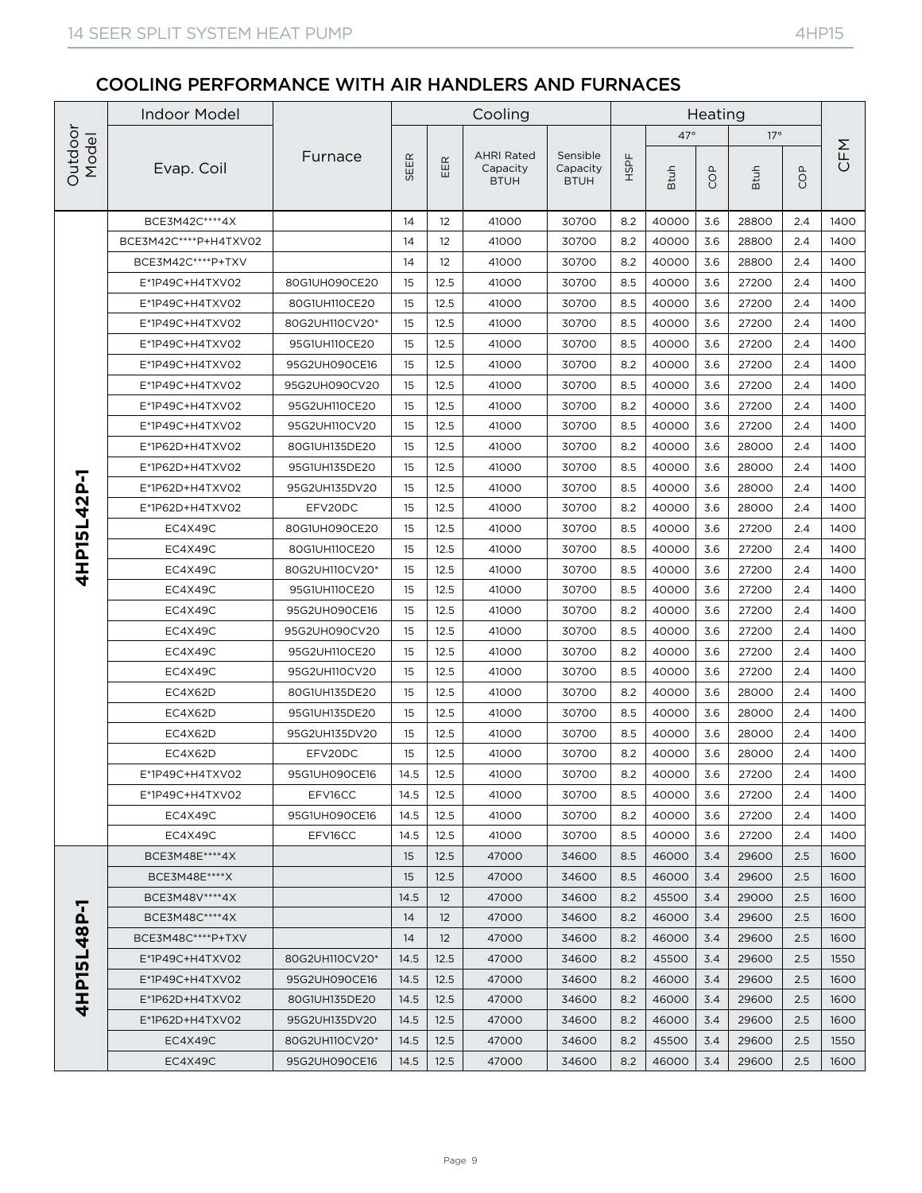## COOLING PERFORMANCE WITH AIR HANDLERS AND FURNACES

| Outdoor Model | Indoor Model | | Cooling | | | | Heating | | | | | CFM |
|---|---|---|---|---|---|---|---|---|---|---|---|---|
| | | | | | | | | 47° | | 17° | | |
| | Evap. Coil | Furnace | SEER | EER | AHRI Rated Capacity BTUH | Sensible Capacity BTUH | HSPF | Btuh | COP | Btuh | COP | |
| **4HP15L42P-1** | BCE3M42C****4X | | 14 | 12 | 41000 | 30700 | 8.2 | 40000 | 3.6 | 28800 | 2.4 | 1400 |
| | BCE3M42C****P+H4TXV02 | | 14 | 12 | 41000 | 30700 | 8.2 | 40000 | 3.6 | 28800 | 2.4 | 1400 |
| | BCE3M42C****P+TXV | | 14 | 12 | 41000 | 30700 | 8.2 | 40000 | 3.6 | 28800 | 2.4 | 1400 |
| | E*1P49C+H4TXV02 | 80G1UH090CE20 | 15 | 12.5 | 41000 | 30700 | 8.5 | 40000 | 3.6 | 27200 | 2.4 | 1400 |
| | E*1P49C+H4TXV02 | 80G1UH110CE20 | 15 | 12.5 | 41000 | 30700 | 8.5 | 40000 | 3.6 | 27200 | 2.4 | 1400 |
| | E*1P49C+H4TXV02 | 80G2UH110CV20* | 15 | 12.5 | 41000 | 30700 | 8.5 | 40000 | 3.6 | 27200 | 2.4 | 1400 |
| | E*1P49C+H4TXV02 | 95G1UH110CE20 | 15 | 12.5 | 41000 | 30700 | 8.5 | 40000 | 3.6 | 27200 | 2.4 | 1400 |
| | E*1P49C+H4TXV02 | 95G2UH090CE16 | 15 | 12.5 | 41000 | 30700 | 8.2 | 40000 | 3.6 | 27200 | 2.4 | 1400 |
| | E*1P49C+H4TXV02 | 95G2UH090CV20 | 15 | 12.5 | 41000 | 30700 | 8.5 | 40000 | 3.6 | 27200 | 2.4 | 1400 |
| | E*1P49C+H4TXV02 | 95G2UH110CE20 | 15 | 12.5 | 41000 | 30700 | 8.2 | 40000 | 3.6 | 27200 | 2.4 | 1400 |
| | E*1P49C+H4TXV02 | 95G2UH110CV20 | 15 | 12.5 | 41000 | 30700 | 8.5 | 40000 | 3.6 | 27200 | 2.4 | 1400 |
| | E*1P62D+H4TXV02 | 80G1UH135DE20 | 15 | 12.5 | 41000 | 30700 | 8.2 | 40000 | 3.6 | 28000 | 2.4 | 1400 |
| | E*1P62D+H4TXV02 | 95G1UH135DE20 | 15 | 12.5 | 41000 | 30700 | 8.5 | 40000 | 3.6 | 28000 | 2.4 | 1400 |
| | E*1P62D+H4TXV02 | 95G2UH135DV20 | 15 | 12.5 | 41000 | 30700 | 8.5 | 40000 | 3.6 | 28000 | 2.4 | 1400 |
| | E*1P62D+H4TXV02 | EFV20DC | 15 | 12.5 | 41000 | 30700 | 8.2 | 40000 | 3.6 | 28000 | 2.4 | 1400 |
| | EC4X49C | 80G1UH090CE20 | 15 | 12.5 | 41000 | 30700 | 8.5 | 40000 | 3.6 | 27200 | 2.4 | 1400 |
| | EC4X49C | 80G1UH110CE20 | 15 | 12.5 | 41000 | 30700 | 8.5 | 40000 | 3.6 | 27200 | 2.4 | 1400 |
| | EC4X49C | 80G2UH110CV20* | 15 | 12.5 | 41000 | 30700 | 8.5 | 40000 | 3.6 | 27200 | 2.4 | 1400 |
| | EC4X49C | 95G1UH110CE20 | 15 | 12.5 | 41000 | 30700 | 8.5 | 40000 | 3.6 | 27200 | 2.4 | 1400 |
| | EC4X49C | 95G2UH090CE16 | 15 | 12.5 | 41000 | 30700 | 8.2 | 40000 | 3.6 | 27200 | 2.4 | 1400 |
| | EC4X49C | 95G2UH090CV20 | 15 | 12.5 | 41000 | 30700 | 8.5 | 40000 | 3.6 | 27200 | 2.4 | 1400 |
| | EC4X49C | 95G2UH110CE20 | 15 | 12.5 | 41000 | 30700 | 8.2 | 40000 | 3.6 | 27200 | 2.4 | 1400 |
| | EC4X49C | 95G2UH110CV20 | 15 | 12.5 | 41000 | 30700 | 8.5 | 40000 | 3.6 | 27200 | 2.4 | 1400 |
| | EC4X62D | 80G1UH135DE20 | 15 | 12.5 | 41000 | 30700 | 8.2 | 40000 | 3.6 | 28000 | 2.4 | 1400 |
| | EC4X62D | 95G1UH135DE20 | 15 | 12.5 | 41000 | 30700 | 8.5 | 40000 | 3.6 | 28000 | 2.4 | 1400 |
| | EC4X62D | 95G2UH135DV20 | 15 | 12.5 | 41000 | 30700 | 8.5 | 40000 | 3.6 | 28000 | 2.4 | 1400 |
| | EC4X62D | EFV20DC | 15 | 12.5 | 41000 | 30700 | 8.2 | 40000 | 3.6 | 28000 | 2.4 | 1400 |
| | E*1P49C+H4TXV02 | 95G1UH090CE16 | 14.5 | 12.5 | 41000 | 30700 | 8.2 | 40000 | 3.6 | 27200 | 2.4 | 1400 |
| | E*1P49C+H4TXV02 | EFV16CC | 14.5 | 12.5 | 41000 | 30700 | 8.5 | 40000 | 3.6 | 27200 | 2.4 | 1400 |
| | EC4X49C | 95G1UH090CE16 | 14.5 | 12.5 | 41000 | 30700 | 8.2 | 40000 | 3.6 | 27200 | 2.4 | 1400 |
| | EC4X49C | EFV16CC | 14.5 | 12.5 | 41000 | 30700 | 8.5 | 40000 | 3.6 | 27200 | 2.4 | 1400 |
| **4HP15L48P-1** | BCE3M48E****4X | | 15 | 12.5 | 47000 | 34600 | 8.5 | 46000 | 3.4 | 29600 | 2.5 | 1600 |
| | BCE3M48E****X | | 15 | 12.5 | 47000 | 34600 | 8.5 | 46000 | 3.4 | 29600 | 2.5 | 1600 |
| | BCE3M48V****4X | | 14.5 | 12 | 47000 | 34600 | 8.2 | 45500 | 3.4 | 29000 | 2.5 | 1600 |
| | BCE3M48C****4X | | 14 | 12 | 47000 | 34600 | 8.2 | 46000 | 3.4 | 29600 | 2.5 | 1600 |
| | BCE3M48C****P+TXV | | 14 | 12 | 47000 | 34600 | 8.2 | 46000 | 3.4 | 29600 | 2.5 | 1600 |
| | E*1P49C+H4TXV02 | 80G2UH110CV20* | 14.5 | 12.5 | 47000 | 34600 | 8.2 | 45500 | 3.4 | 29600 | 2.5 | 1550 |
| | E*1P49C+H4TXV02 | 95G2UH090CE16 | 14.5 | 12.5 | 47000 | 34600 | 8.2 | 46000 | 3.4 | 29600 | 2.5 | 1600 |
| | E*1P62D+H4TXV02 | 80G1UH135DE20 | 14.5 | 12.5 | 47000 | 34600 | 8.2 | 46000 | 3.4 | 29600 | 2.5 | 1600 |
| | E*1P62D+H4TXV02 | 95G2UH135DV20 | 14.5 | 12.5 | 47000 | 34600 | 8.2 | 46000 | 3.4 | 29600 | 2.5 | 1600 |
| | EC4X49C | 80G2UH110CV20* | 14.5 | 12.5 | 47000 | 34600 | 8.2 | 45500 | 3.4 | 29600 | 2.5 | 1550 |
| | EC4X49C | 95G2UH090CE16 | 14.5 | 12.5 | 47000 | 34600 | 8.2 | 46000 | 3.4 | 29600 | 2.5 | 1600 |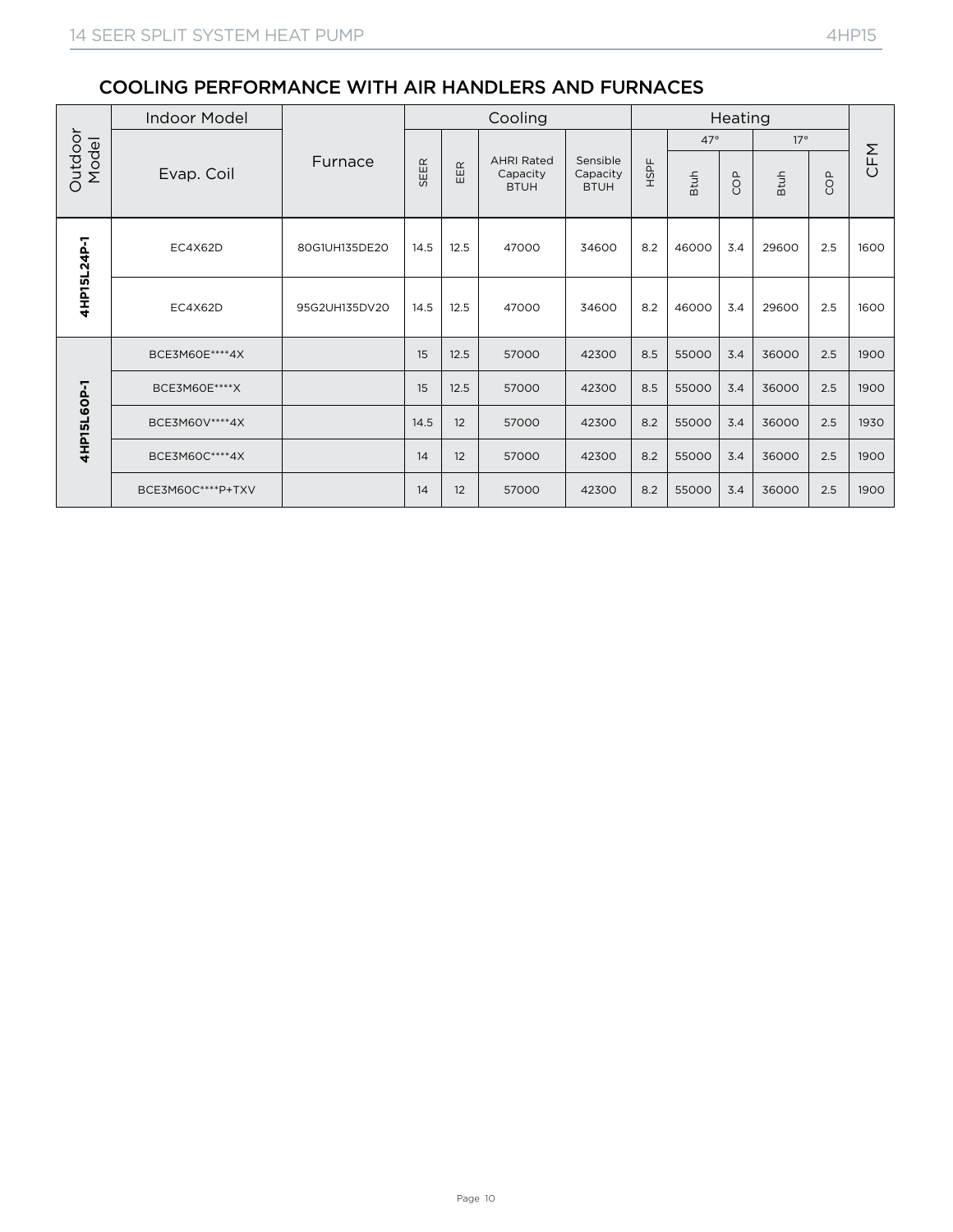## COOLING PERFORMANCE WITH AIR HANDLERS AND FURNACES

| Outdoor Model | Indoor Model | | Cooling | | | | Heating | | | | | CFM |
|---|---|---|---|---|---|---|---|---|---|---|---|---|
| | | | | | | | | 47° | | 17° | | |
| | Evap. Coil | Furnace | SEER | EER | AHRI Rated Capacity BTUH | Sensible Capacity BTUH | HSPF | Btuh | COP | Btuh | COP | |
| 4HP15L24P-1 | EC4X62D | 80G1UH135DE20 | 14.5 | 12.5 | 47000 | 34600 | 8.2 | 46000 | 3.4 | 29600 | 2.5 | 1600 |
| | EC4X62D | 95G2UH135DV20 | 14.5 | 12.5 | 47000 | 34600 | 8.2 | 46000 | 3.4 | 29600 | 2.5 | 1600 |
| 4HP15L60P-1 | BCE3M60E****4X | | 15 | 12.5 | 57000 | 42300 | 8.5 | 55000 | 3.4 | 36000 | 2.5 | 1900 |
| | BCE3M60E****X | | 15 | 12.5 | 57000 | 42300 | 8.5 | 55000 | 3.4 | 36000 | 2.5 | 1900 |
| | BCE3M60V****4X | | 14.5 | 12 | 57000 | 42300 | 8.2 | 55000 | 3.4 | 36000 | 2.5 | 1930 |
| | BCE3M60C****4X | | 14 | 12 | 57000 | 42300 | 8.2 | 55000 | 3.4 | 36000 | 2.5 | 1900 |
| | BCE3M60C****P+TXV | | 14 | 12 | 57000 | 42300 | 8.2 | 55000 | 3.4 | 36000 | 2.5 | 1900 |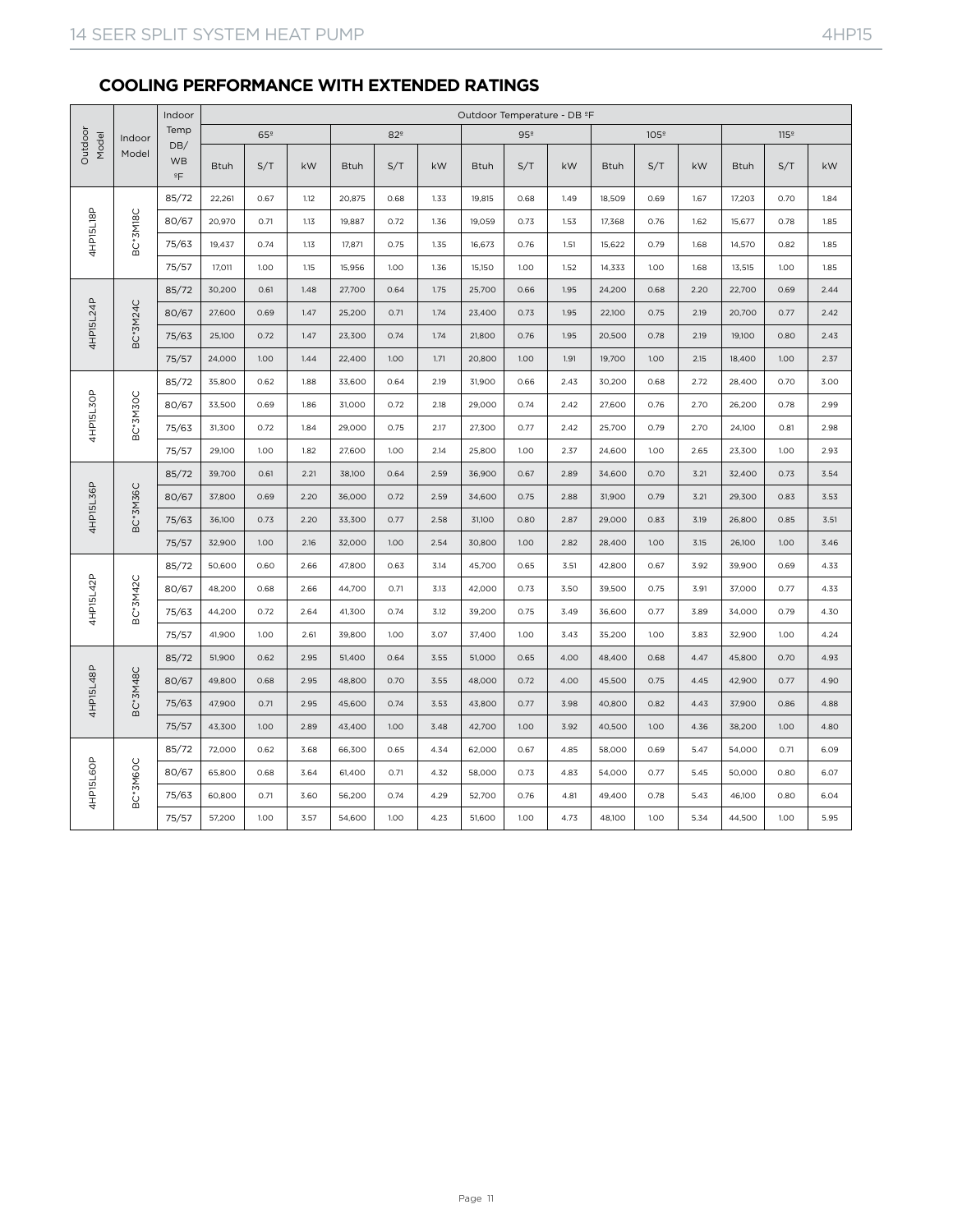## COOLING PERFORMANCE WITH EXTENDED RATINGS

| Outdoor Model | Indoor Model | Indoor Temp DB/WB ºF | Outdoor Temperature - DB ºF | | | | | | | | | | | | | | |
|---|---|---|---|---|---|---|---|---|---|---|---|---|---|---|---|---|---|
| | | | 65º | | | 82º | | | 95º | | | 105º | | | 115º | | |
| | | | Btuh | S/T | kW | Btuh | S/T | kW | Btuh | S/T | kW | Btuh | S/T | kW | Btuh | S/T | kW |
| 4HP15L18P | BC*3M18C | 85/72 | 22,261 | 0.67 | 1.12 | 20,875 | 0.68 | 1.33 | 19,815 | 0.68 | 1.49 | 18,509 | 0.69 | 1.67 | 17,203 | 0.70 | 1.84 |
| | | 80/67 | 20,970 | 0.71 | 1.13 | 19,887 | 0.72 | 1.36 | 19,059 | 0.73 | 1.53 | 17,368 | 0.76 | 1.62 | 15,677 | 0.78 | 1.85 |
| | | 75/63 | 19,437 | 0.74 | 1.13 | 17,871 | 0.75 | 1.35 | 16,673 | 0.76 | 1.51 | 15,622 | 0.79 | 1.68 | 14,570 | 0.82 | 1.85 |
| | | 75/57 | 17,011 | 1.00 | 1.15 | 15,956 | 1.00 | 1.36 | 15,150 | 1.00 | 1.52 | 14,333 | 1.00 | 1.68 | 13,515 | 1.00 | 1.85 |
| 4HP15L24P | BC*3M24C | 85/72 | 30,200 | 0.61 | 1.48 | 27,700 | 0.64 | 1.75 | 25,700 | 0.66 | 1.95 | 24,200 | 0.68 | 2.20 | 22,700 | 0.69 | 2.44 |
| | | 80/67 | 27,600 | 0.69 | 1.47 | 25,200 | 0.71 | 1.74 | 23,400 | 0.73 | 1.95 | 22,100 | 0.75 | 2.19 | 20,700 | 0.77 | 2.42 |
| | | 75/63 | 25,100 | 0.72 | 1.47 | 23,300 | 0.74 | 1.74 | 21,800 | 0.76 | 1.95 | 20,500 | 0.78 | 2.19 | 19,100 | 0.80 | 2.43 |
| | | 75/57 | 24,000 | 1.00 | 1.44 | 22,400 | 1.00 | 1.71 | 20,800 | 1.00 | 1.91 | 19,700 | 1.00 | 2.15 | 18,400 | 1.00 | 2.37 |
| 4HP15L30P | BC*3M30C | 85/72 | 35,800 | 0.62 | 1.88 | 33,600 | 0.64 | 2.19 | 31,900 | 0.66 | 2.43 | 30,200 | 0.68 | 2.72 | 28,400 | 0.70 | 3.00 |
| | | 80/67 | 33,500 | 0.69 | 1.86 | 31,000 | 0.72 | 2.18 | 29,000 | 0.74 | 2.42 | 27,600 | 0.76 | 2.70 | 26,200 | 0.78 | 2.99 |
| | | 75/63 | 31,300 | 0.72 | 1.84 | 29,000 | 0.75 | 2.17 | 27,300 | 0.77 | 2.42 | 25,700 | 0.79 | 2.70 | 24,100 | 0.81 | 2.98 |
| | | 75/57 | 29,100 | 1.00 | 1.82 | 27,600 | 1.00 | 2.14 | 25,800 | 1.00 | 2.37 | 24,600 | 1.00 | 2.65 | 23,300 | 1.00 | 2.93 |
| 4HP15L36P | BC*3M36C | 85/72 | 39,700 | 0.61 | 2.21 | 38,100 | 0.64 | 2.59 | 36,900 | 0.67 | 2.89 | 34,600 | 0.70 | 3.21 | 32,400 | 0.73 | 3.54 |
| | | 80/67 | 37,800 | 0.69 | 2.20 | 36,000 | 0.72 | 2.59 | 34,600 | 0.75 | 2.88 | 31,900 | 0.79 | 3.21 | 29,300 | 0.83 | 3.53 |
| | | 75/63 | 36,100 | 0.73 | 2.20 | 33,300 | 0.77 | 2.58 | 31,100 | 0.80 | 2.87 | 29,000 | 0.83 | 3.19 | 26,800 | 0.85 | 3.51 |
| | | 75/57 | 32,900 | 1.00 | 2.16 | 32,000 | 1.00 | 2.54 | 30,800 | 1.00 | 2.82 | 28,400 | 1.00 | 3.15 | 26,100 | 1.00 | 3.46 |
| 4HP15L42P | BC*3M42C | 85/72 | 50,600 | 0.60 | 2.66 | 47,800 | 0.63 | 3.14 | 45,700 | 0.65 | 3.51 | 42,800 | 0.67 | 3.92 | 39,900 | 0.69 | 4.33 |
| | | 80/67 | 48,200 | 0.68 | 2.66 | 44,700 | 0.71 | 3.13 | 42,000 | 0.73 | 3.50 | 39,500 | 0.75 | 3.91 | 37,000 | 0.77 | 4.33 |
| | | 75/63 | 44,200 | 0.72 | 2.64 | 41,300 | 0.74 | 3.12 | 39,200 | 0.75 | 3.49 | 36,600 | 0.77 | 3.89 | 34,000 | 0.79 | 4.30 |
| | | 75/57 | 41,900 | 1.00 | 2.61 | 39,800 | 1.00 | 3.07 | 37,400 | 1.00 | 3.43 | 35,200 | 1.00 | 3.83 | 32,900 | 1.00 | 4.24 |
| 4HP15L48P | BC*3M48C | 85/72 | 51,900 | 0.62 | 2.95 | 51,400 | 0.64 | 3.55 | 51,000 | 0.65 | 4.00 | 48,400 | 0.68 | 4.47 | 45,800 | 0.70 | 4.93 |
| | | 80/67 | 49,800 | 0.68 | 2.95 | 48,800 | 0.70 | 3.55 | 48,000 | 0.72 | 4.00 | 45,500 | 0.75 | 4.45 | 42,900 | 0.77 | 4.90 |
| | | 75/63 | 47,900 | 0.71 | 2.95 | 45,600 | 0.74 | 3.53 | 43,800 | 0.77 | 3.98 | 40,800 | 0.82 | 4.43 | 37,900 | 0.86 | 4.88 |
| | | 75/57 | 43,300 | 1.00 | 2.89 | 43,400 | 1.00 | 3.48 | 42,700 | 1.00 | 3.92 | 40,500 | 1.00 | 4.36 | 38,200 | 1.00 | 4.80 |
| 4HP15L60P | BC*3M60C | 85/72 | 72,000 | 0.62 | 3.68 | 66,300 | 0.65 | 4.34 | 62,000 | 0.67 | 4.85 | 58,000 | 0.69 | 5.47 | 54,000 | 0.71 | 6.09 |
| | | 80/67 | 65,800 | 0.68 | 3.64 | 61,400 | 0.71 | 4.32 | 58,000 | 0.73 | 4.83 | 54,000 | 0.77 | 5.45 | 50,000 | 0.80 | 6.07 |
| | | 75/63 | 60,800 | 0.71 | 3.60 | 56,200 | 0.74 | 4.29 | 52,700 | 0.76 | 4.81 | 49,400 | 0.78 | 5.43 | 46,100 | 0.80 | 6.04 |
| | | 75/57 | 57,200 | 1.00 | 3.57 | 54,600 | 1.00 | 4.23 | 51,600 | 1.00 | 4.73 | 48,100 | 1.00 | 5.34 | 44,500 | 1.00 | 5.95 |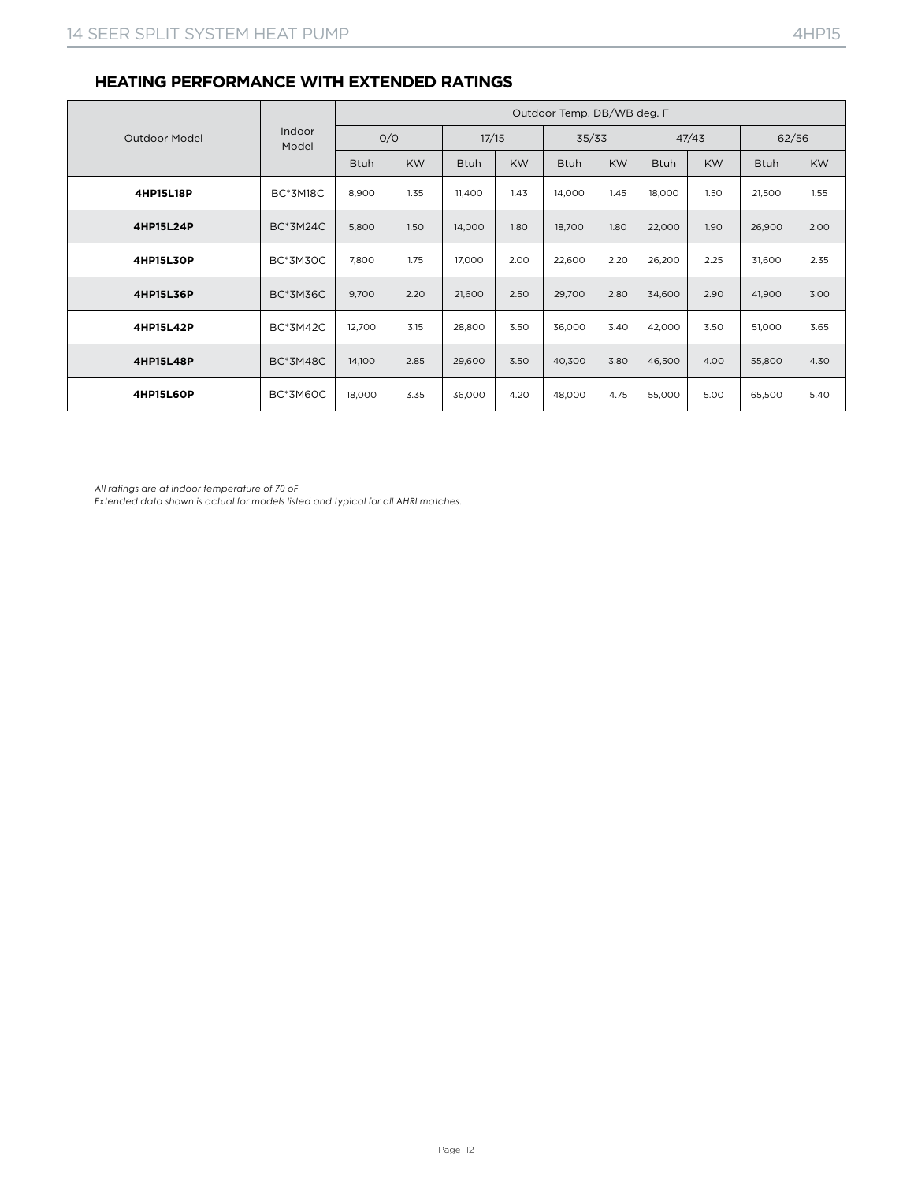## HEATING PERFORMANCE WITH EXTENDED RATINGS

| Outdoor Model | Indoor Model | Outdoor Temp. DB/WB deg. F | | | | | | | | | |
|---|---|---|---|---|---|---|---|---|---|---|---|
| | | 0/0 | | 17/15 | | 35/33 | | 47/43 | | 62/56 | |
| | | Btuh | KW | Btuh | KW | Btuh | KW | Btuh | KW | Btuh | KW |
| **4HP15L18P** | BC*3M18C | 8,900 | 1.35 | 11,400 | 1.43 | 14,000 | 1.45 | 18,000 | 1.50 | 21,500 | 1.55 |
| **4HP15L24P** | BC*3M24C | 5,800 | 1.50 | 14,000 | 1.80 | 18,700 | 1.80 | 22,000 | 1.90 | 26,900 | 2.00 |
| **4HP15L30P** | BC*3M30C | 7,800 | 1.75 | 17,000 | 2.00 | 22,600 | 2.20 | 26,200 | 2.25 | 31,600 | 2.35 |
| **4HP15L36P** | BC*3M36C | 9,700 | 2.20 | 21,600 | 2.50 | 29,700 | 2.80 | 34,600 | 2.90 | 41,900 | 3.00 |
| **4HP15L42P** | BC*3M42C | 12,700 | 3.15 | 28,800 | 3.50 | 36,000 | 3.40 | 42,000 | 3.50 | 51,000 | 3.65 |
| **4HP15L48P** | BC*3M48C | 14,100 | 2.85 | 29,600 | 3.50 | 40,300 | 3.80 | 46,500 | 4.00 | 55,800 | 4.30 |
| **4HP15L60P** | BC*3M60C | 18,000 | 3.35 | 36,000 | 4.20 | 48,000 | 4.75 | 55,000 | 5.00 | 65,500 | 5.40 |

*All ratings are at indoor temperature of 70 oF*
*Extended data shown is actual for models listed and typical for all AHRI matches.*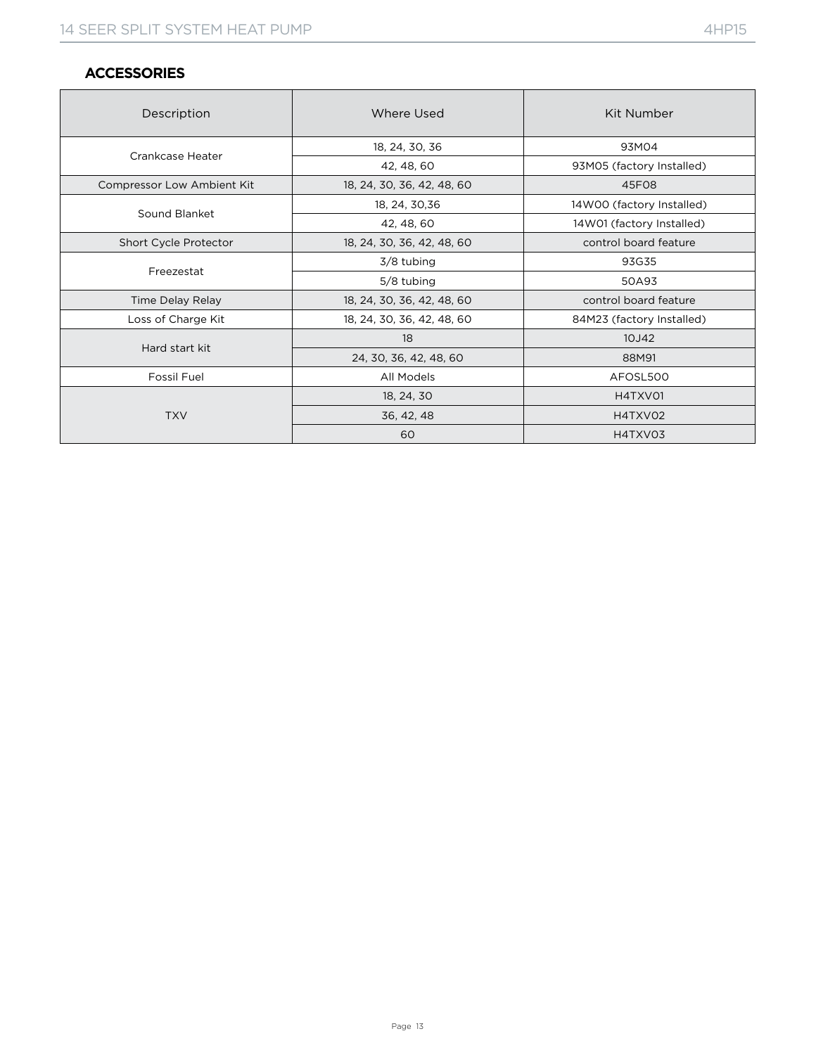## ACCESSORIES

| Description | Where Used | Kit Number |
|---|---|---|
| Crankcase Heater | 18, 24, 30, 36 | 93M04 |
| | 42, 48, 60 | 93M05 (factory Installed) |
| Compressor Low Ambient Kit | 18, 24, 30, 36, 42, 48, 60 | 45F08 |
| Sound Blanket | 18, 24, 30,36 | 14W00 (factory Installed) |
| | 42, 48, 60 | 14W01 (factory Installed) |
| Short Cycle Protector | 18, 24, 30, 36, 42, 48, 60 | control board feature |
| Freezestat | 3/8 tubing | 93G35 |
| | 5/8 tubing | 50A93 |
| Time Delay Relay | 18, 24, 30, 36, 42, 48, 60 | control board feature |
| Loss of Charge Kit | 18, 24, 30, 36, 42, 48, 60 | 84M23 (factory Installed) |
| Hard start kit | 18 | 10J42 |
| | 24, 30, 36, 42, 48, 60 | 88M91 |
| Fossil Fuel | All Models | AFOSL500 |
| TXV | 18, 24, 30 | H4TXV01 |
| | 36, 42, 48 | H4TXV02 |
| | 60 | H4TXV03 |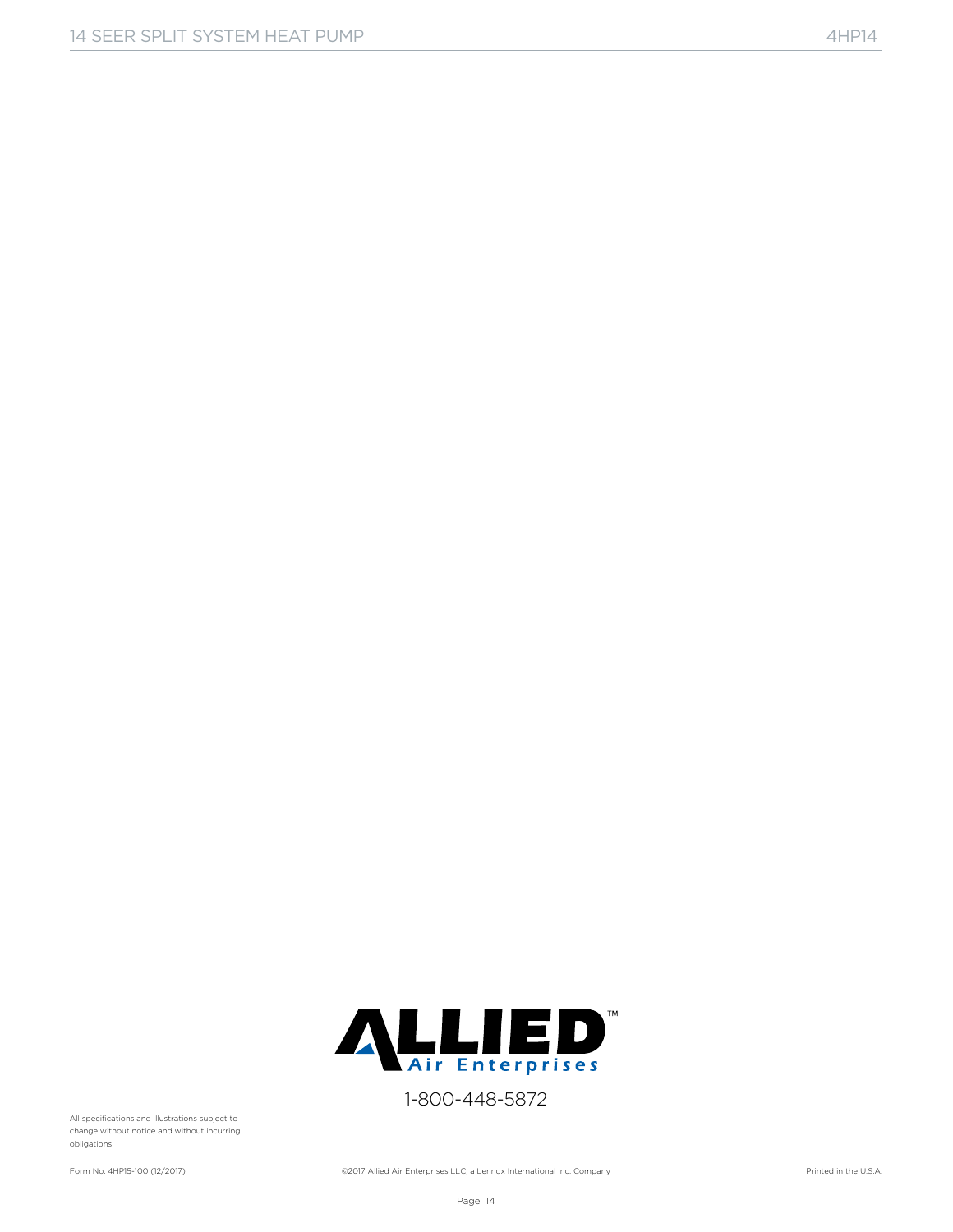ALLIED™
Air Enterprises

1-800-448-5872

All specifications and illustrations subject to change without notice and without incurring obligations.

Form No. 4HP15-100 (12/2017)

©2017 Allied Air Enterprises LLC, a Lennox International Inc. Company

Printed in the U.S.A.